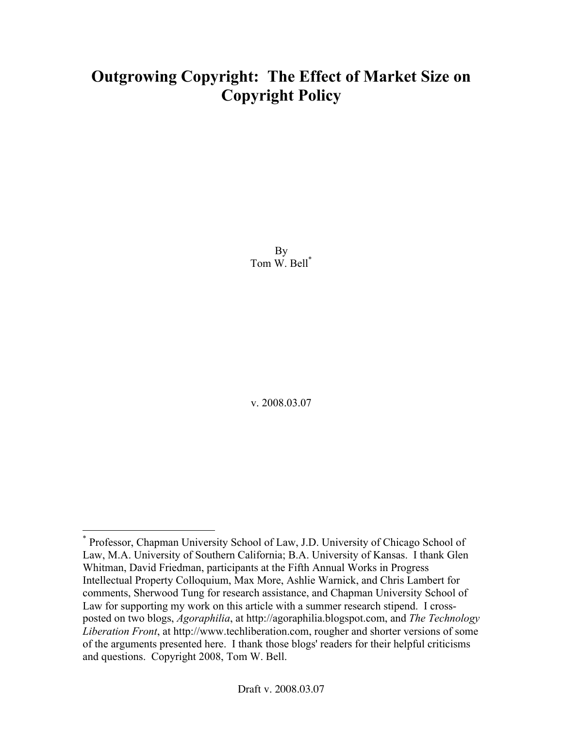# Outgrowing Copyright: The Effect of Market Size on Copyright Policy

By
Tom W. Bell[*]

v. 2008.03.07

[*] Professor, Chapman University School of Law, J.D. University of Chicago School of Law, M.A. University of Southern California; B.A. University of Kansas. I thank Glen Whitman, David Friedman, participants at the Fifth Annual Works in Progress Intellectual Property Colloquium, Max More, Ashlie Warnick, and Chris Lambert for comments, Sherwood Tung for research assistance, and Chapman University School of Law for supporting my work on this article with a summer research stipend. I cross-posted on two blogs, *Agoraphilia*, at http://agoraphilia.blogspot.com, and *The Technology Liberation Front*, at http://www.techliberation.com, rougher and shorter versions of some of the arguments presented here. I thank those blogs' readers for their helpful criticisms and questions. Copyright 2008, Tom W. Bell.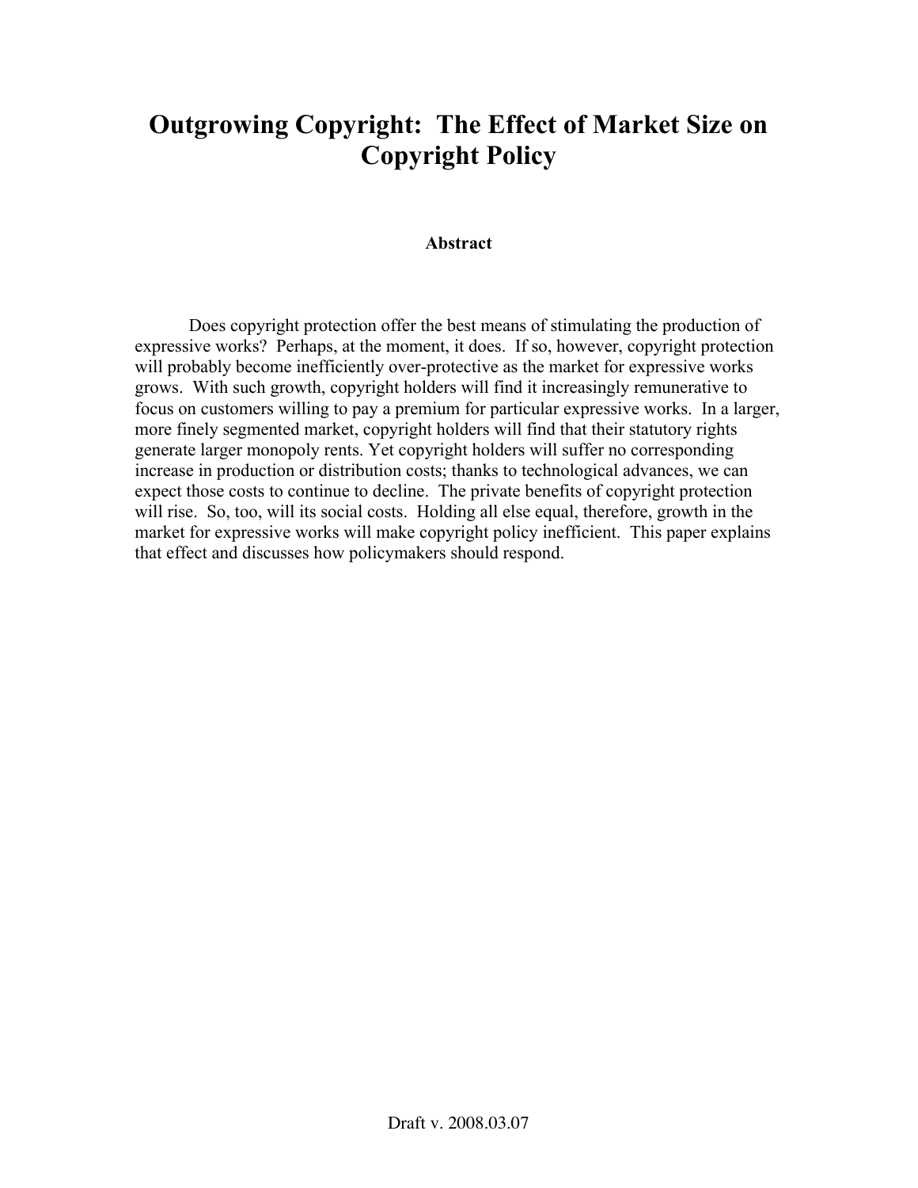# Outgrowing Copyright: The Effect of Market Size on Copyright Policy

## Abstract

Does copyright protection offer the best means of stimulating the production of expressive works? Perhaps, at the moment, it does. If so, however, copyright protection will probably become inefficiently over-protective as the market for expressive works grows. With such growth, copyright holders will find it increasingly remunerative to focus on customers willing to pay a premium for particular expressive works. In a larger, more finely segmented market, copyright holders will find that their statutory rights generate larger monopoly rents. Yet copyright holders will suffer no corresponding increase in production or distribution costs; thanks to technological advances, we can expect those costs to continue to decline. The private benefits of copyright protection will rise. So, too, will its social costs. Holding all else equal, therefore, growth in the market for expressive works will make copyright policy inefficient. This paper explains that effect and discusses how policymakers should respond.

Draft v. 2008.03.07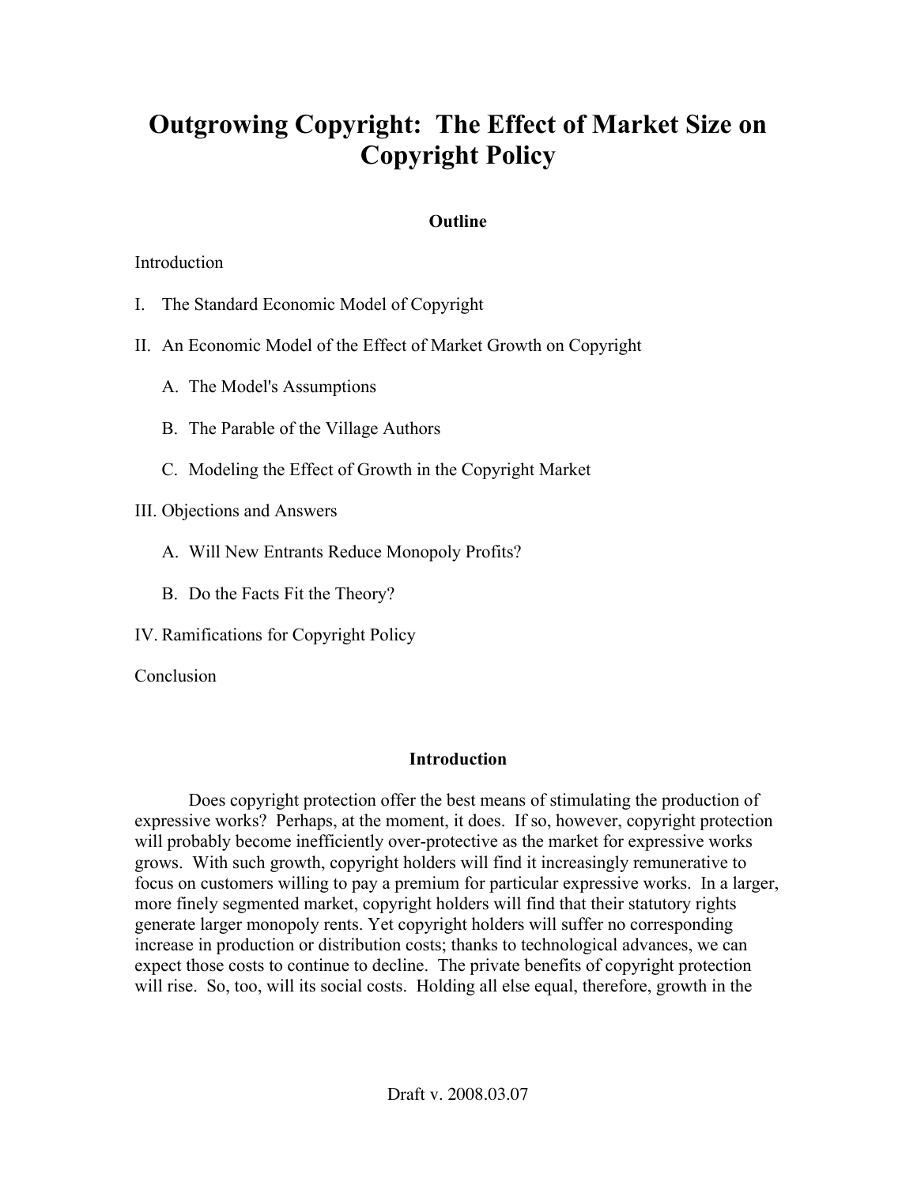# Outgrowing Copyright: The Effect of Market Size on Copyright Policy

**Outline**

Introduction

I. The Standard Economic Model of Copyright

II. An Economic Model of the Effect of Market Growth on Copyright

   A. The Model's Assumptions

   B. The Parable of the Village Authors

   C. Modeling the Effect of Growth in the Copyright Market

III. Objections and Answers

   A. Will New Entrants Reduce Monopoly Profits?

   B. Do the Facts Fit the Theory?

IV. Ramifications for Copyright Policy

Conclusion

## Introduction

Does copyright protection offer the best means of stimulating the production of expressive works? Perhaps, at the moment, it does. If so, however, copyright protection will probably become inefficiently over-protective as the market for expressive works grows. With such growth, copyright holders will find it increasingly remunerative to focus on customers willing to pay a premium for particular expressive works. In a larger, more finely segmented market, copyright holders will find that their statutory rights generate larger monopoly rents. Yet copyright holders will suffer no corresponding increase in production or distribution costs; thanks to technological advances, we can expect those costs to continue to decline. The private benefits of copyright protection will rise. So, too, will its social costs. Holding all else equal, therefore, growth in the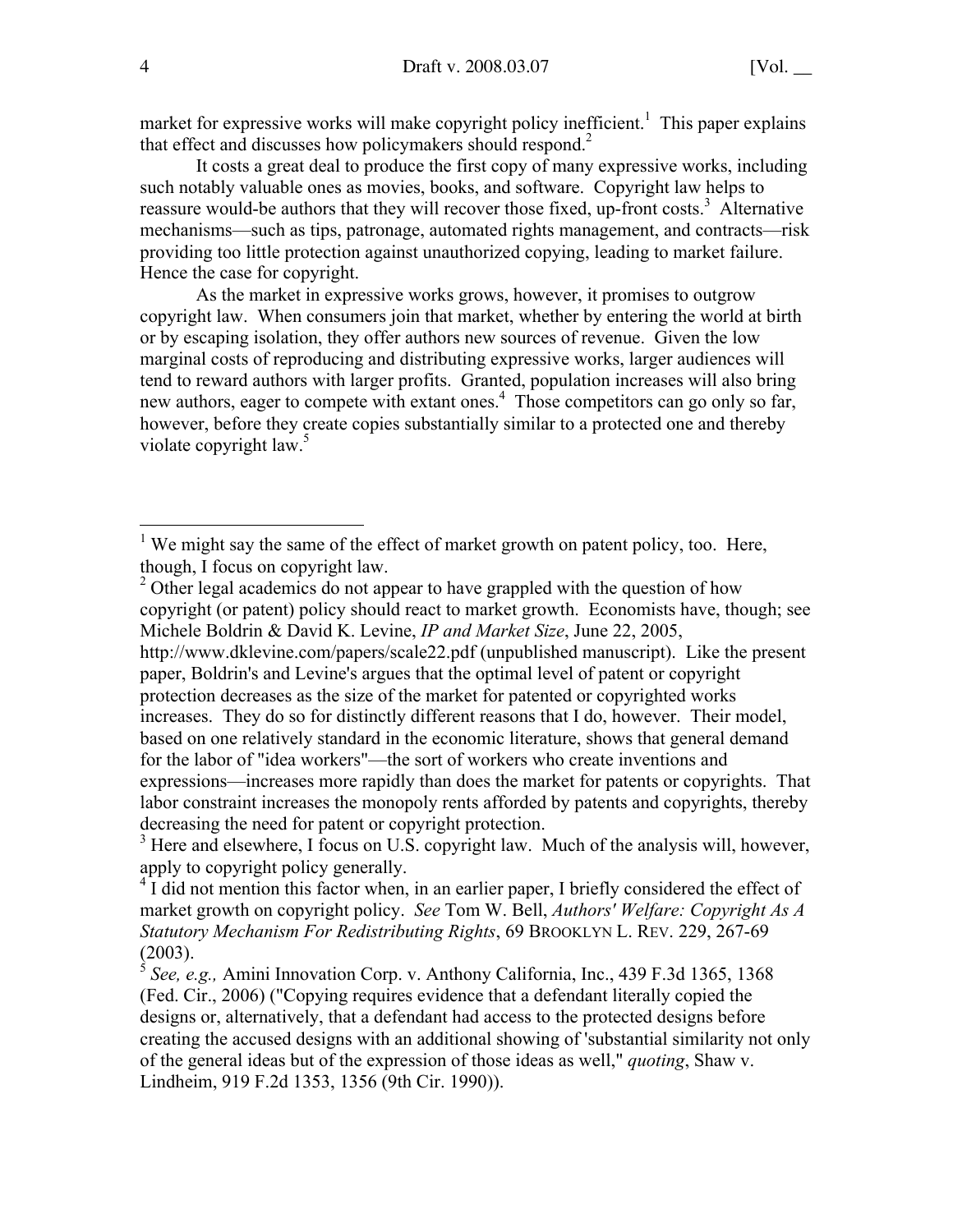market for expressive works will make copyright policy inefficient.[1] This paper explains that effect and discusses how policymakers should respond.[2]

It costs a great deal to produce the first copy of many expressive works, including such notably valuable ones as movies, books, and software. Copyright law helps to reassure would-be authors that they will recover those fixed, up-front costs.[3] Alternative mechanisms—such as tips, patronage, automated rights management, and contracts—risk providing too little protection against unauthorized copying, leading to market failure. Hence the case for copyright.

As the market in expressive works grows, however, it promises to outgrow copyright law. When consumers join that market, whether by entering the world at birth or by escaping isolation, they offer authors new sources of revenue. Given the low marginal costs of reproducing and distributing expressive works, larger audiences will tend to reward authors with larger profits. Granted, population increases will also bring new authors, eager to compete with extant ones.[4] Those competitors can go only so far, however, before they create copies substantially similar to a protected one and thereby violate copyright law.[5]

---

[1] We might say the same of the effect of market growth on patent policy, too. Here, though, I focus on copyright law.

[2] Other legal academics do not appear to have grappled with the question of how copyright (or patent) policy should react to market growth. Economists have, though; see Michele Boldrin & David K. Levine, *IP and Market Size*, June 22, 2005, http://www.dklevine.com/papers/scale22.pdf (unpublished manuscript). Like the present paper, Boldrin's and Levine's argues that the optimal level of patent or copyright protection decreases as the size of the market for patented or copyrighted works increases. They do so for distinctly different reasons that I do, however. Their model, based on one relatively standard in the economic literature, shows that general demand for the labor of "idea workers"—the sort of workers who create inventions and expressions—increases more rapidly than does the market for patents or copyrights. That labor constraint increases the monopoly rents afforded by patents and copyrights, thereby decreasing the need for patent or copyright protection.

[3] Here and elsewhere, I focus on U.S. copyright law. Much of the analysis will, however, apply to copyright policy generally.

[4] I did not mention this factor when, in an earlier paper, I briefly considered the effect of market growth on copyright policy. *See* Tom W. Bell, *Authors' Welfare: Copyright As A Statutory Mechanism For Redistributing Rights*, 69 BROOKLYN L. REV. 229, 267-69 (2003).

[5] *See, e.g.,* Amini Innovation Corp. v. Anthony California, Inc., 439 F.3d 1365, 1368 (Fed. Cir., 2006) ("Copying requires evidence that a defendant literally copied the designs or, alternatively, that a defendant had access to the protected designs before creating the accused designs with an additional showing of 'substantial similarity not only of the general ideas but of the expression of those ideas as well," *quoting*, Shaw v. Lindheim, 919 F.2d 1353, 1356 (9th Cir. 1990)).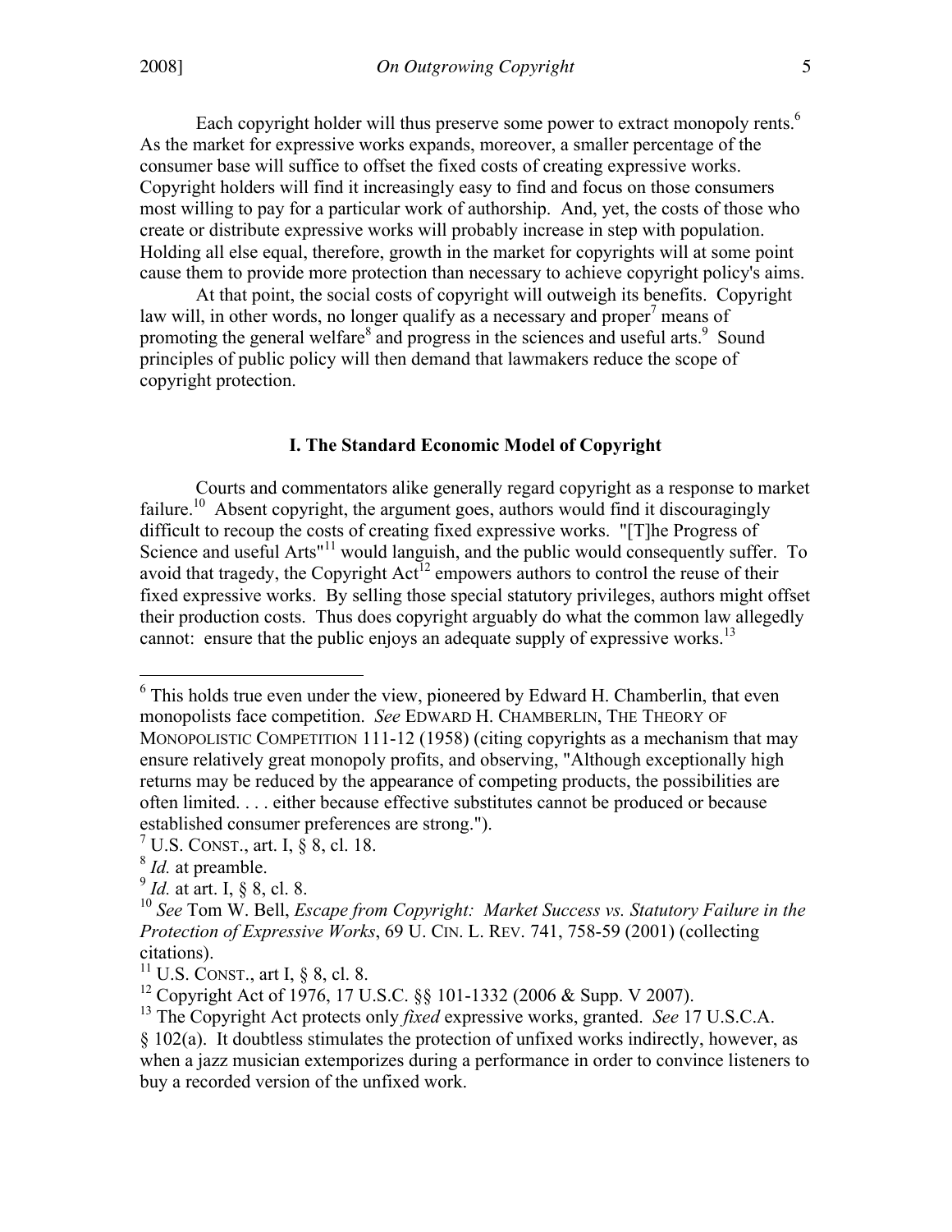Each copyright holder will thus preserve some power to extract monopoly rents.[6] As the market for expressive works expands, moreover, a smaller percentage of the consumer base will suffice to offset the fixed costs of creating expressive works. Copyright holders will find it increasingly easy to find and focus on those consumers most willing to pay for a particular work of authorship. And, yet, the costs of those who create or distribute expressive works will probably increase in step with population. Holding all else equal, therefore, growth in the market for copyrights will at some point cause them to provide more protection than necessary to achieve copyright policy's aims.

At that point, the social costs of copyright will outweigh its benefits. Copyright law will, in other words, no longer qualify as a necessary and proper[7] means of promoting the general welfare[8] and progress in the sciences and useful arts.[9] Sound principles of public policy will then demand that lawmakers reduce the scope of copyright protection.

## I. The Standard Economic Model of Copyright

Courts and commentators alike generally regard copyright as a response to market failure.[10] Absent copyright, the argument goes, authors would find it discouragingly difficult to recoup the costs of creating fixed expressive works. "[T]he Progress of Science and useful Arts"[11] would languish, and the public would consequently suffer. To avoid that tragedy, the Copyright Act[12] empowers authors to control the reuse of their fixed expressive works. By selling those special statutory privileges, authors might offset their production costs. Thus does copyright arguably do what the common law allegedly cannot: ensure that the public enjoys an adequate supply of expressive works.[13]

---

[6] This holds true even under the view, pioneered by Edward H. Chamberlin, that even monopolists face competition. *See* EDWARD H. CHAMBERLIN, THE THEORY OF MONOPOLISTIC COMPETITION 111-12 (1958) (citing copyrights as a mechanism that may ensure relatively great monopoly profits, and observing, "Although exceptionally high returns may be reduced by the appearance of competing products, the possibilities are often limited. . . . either because effective substitutes cannot be produced or because established consumer preferences are strong.").

[7] U.S. CONST., art. I, § 8, cl. 18.

[8] *Id.* at preamble.

[9] *Id.* at art. I, § 8, cl. 8.

[10] *See* Tom W. Bell, *Escape from Copyright: Market Success vs. Statutory Failure in the Protection of Expressive Works*, 69 U. CIN. L. REV. 741, 758-59 (2001) (collecting citations).

[11] U.S. CONST., art I, § 8, cl. 8.

[12] Copyright Act of 1976, 17 U.S.C. §§ 101-1332 (2006 & Supp. V 2007).

[13] The Copyright Act protects only *fixed* expressive works, granted. *See* 17 U.S.C.A. § 102(a). It doubtless stimulates the protection of unfixed works indirectly, however, as when a jazz musician extemporizes during a performance in order to convince listeners to buy a recorded version of the unfixed work.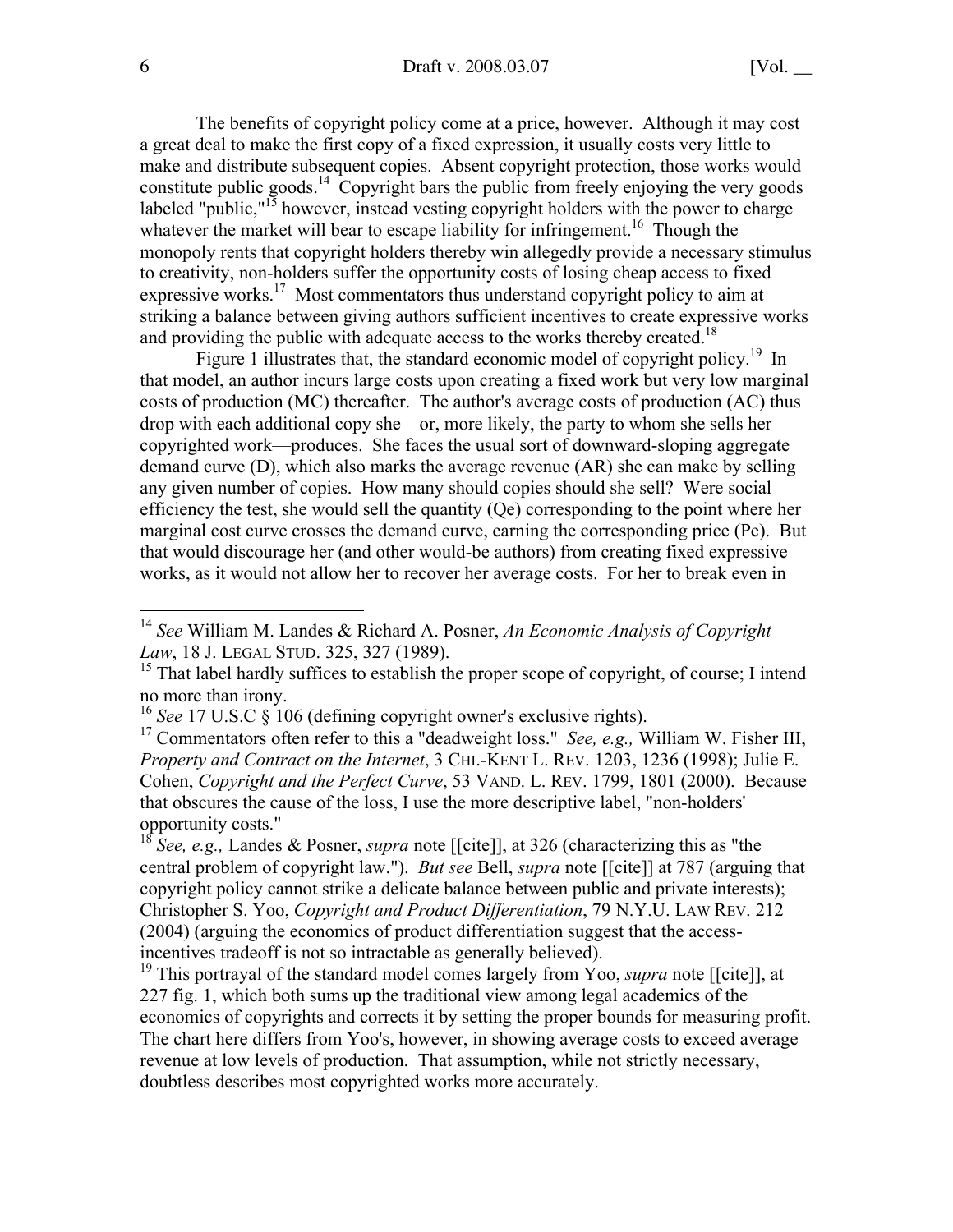The benefits of copyright policy come at a price, however. Although it may cost a great deal to make the first copy of a fixed expression, it usually costs very little to make and distribute subsequent copies. Absent copyright protection, those works would constitute public goods.[14] Copyright bars the public from freely enjoying the very goods labeled "public,"[15] however, instead vesting copyright holders with the power to charge whatever the market will bear to escape liability for infringement.[16] Though the monopoly rents that copyright holders thereby win allegedly provide a necessary stimulus to creativity, non-holders suffer the opportunity costs of losing cheap access to fixed expressive works.[17] Most commentators thus understand copyright policy to aim at striking a balance between giving authors sufficient incentives to create expressive works and providing the public with adequate access to the works thereby created.[18]

Figure 1 illustrates that, the standard economic model of copyright policy.[19] In that model, an author incurs large costs upon creating a fixed work but very low marginal costs of production (MC) thereafter. The author's average costs of production (AC) thus drop with each additional copy she—or, more likely, the party to whom she sells her copyrighted work—produces. She faces the usual sort of downward-sloping aggregate demand curve (D), which also marks the average revenue (AR) she can make by selling any given number of copies. How many should copies should she sell? Were social efficiency the test, she would sell the quantity (Qe) corresponding to the point where her marginal cost curve crosses the demand curve, earning the corresponding price (Pe). But that would discourage her (and other would-be authors) from creating fixed expressive works, as it would not allow her to recover her average costs. For her to break even in

---

[14] *See* William M. Landes & Richard A. Posner, *An Economic Analysis of Copyright Law*, 18 J. LEGAL STUD. 325, 327 (1989).

[15] That label hardly suffices to establish the proper scope of copyright, of course; I intend no more than irony.

[16] *See* 17 U.S.C § 106 (defining copyright owner's exclusive rights).

[17] Commentators often refer to this a "deadweight loss." *See, e.g.,* William W. Fisher III, *Property and Contract on the Internet*, 3 CHI.-KENT L. REV. 1203, 1236 (1998); Julie E. Cohen, *Copyright and the Perfect Curve*, 53 VAND. L. REV. 1799, 1801 (2000). Because that obscures the cause of the loss, I use the more descriptive label, "non-holders' opportunity costs."

[18] *See, e.g.,* Landes & Posner, *supra* note [[cite]], at 326 (characterizing this as "the central problem of copyright law."). *But see* Bell, *supra* note [[cite]] at 787 (arguing that copyright policy cannot strike a delicate balance between public and private interests); Christopher S. Yoo, *Copyright and Product Differentiation*, 79 N.Y.U. LAW REV. 212 (2004) (arguing the economics of product differentiation suggest that the access-incentives tradeoff is not so intractable as generally believed).

[19] This portrayal of the standard model comes largely from Yoo, *supra* note [[cite]], at 227 fig. 1, which both sums up the traditional view among legal academics of the economics of copyrights and corrects it by setting the proper bounds for measuring profit. The chart here differs from Yoo's, however, in showing average costs to exceed average revenue at low levels of production. That assumption, while not strictly necessary, doubtless describes most copyrighted works more accurately.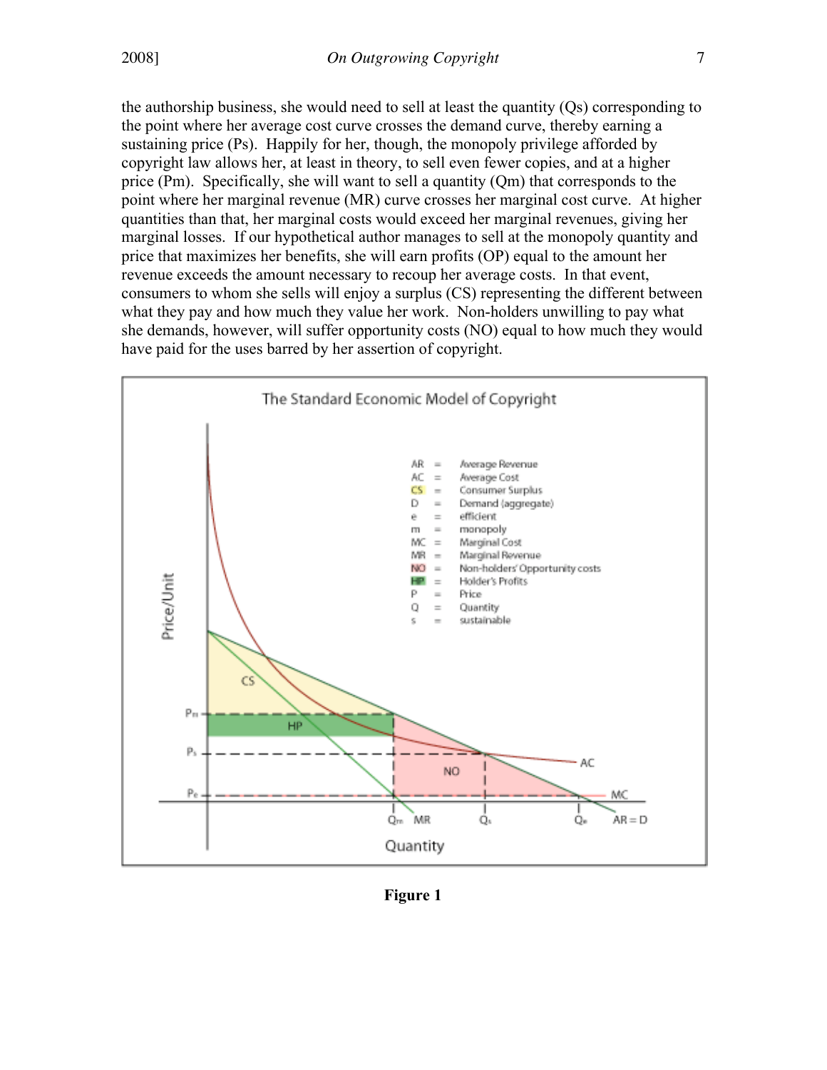the authorship business, she would need to sell at least the quantity (Qs) corresponding to the point where her average cost curve crosses the demand curve, thereby earning a sustaining price (Ps). Happily for her, though, the monopoly privilege afforded by copyright law allows her, at least in theory, to sell even fewer copies, and at a higher price (Pm). Specifically, she will want to sell a quantity (Qm) that corresponds to the point where her marginal revenue (MR) curve crosses her marginal cost curve. At higher quantities than that, her marginal costs would exceed her marginal revenues, giving her marginal losses. If our hypothetical author manages to sell at the monopoly quantity and price that maximizes her benefits, she will earn profits (OP) equal to the amount her revenue exceeds the amount necessary to recoup her average costs. In that event, consumers to whom she sells will enjoy a surplus (CS) representing the different between what they pay and how much they value her work. Non-holders unwilling to pay what she demands, however, will suffer opportunity costs (NO) equal to how much they would have paid for the uses barred by her assertion of copyright.

**Figure 1**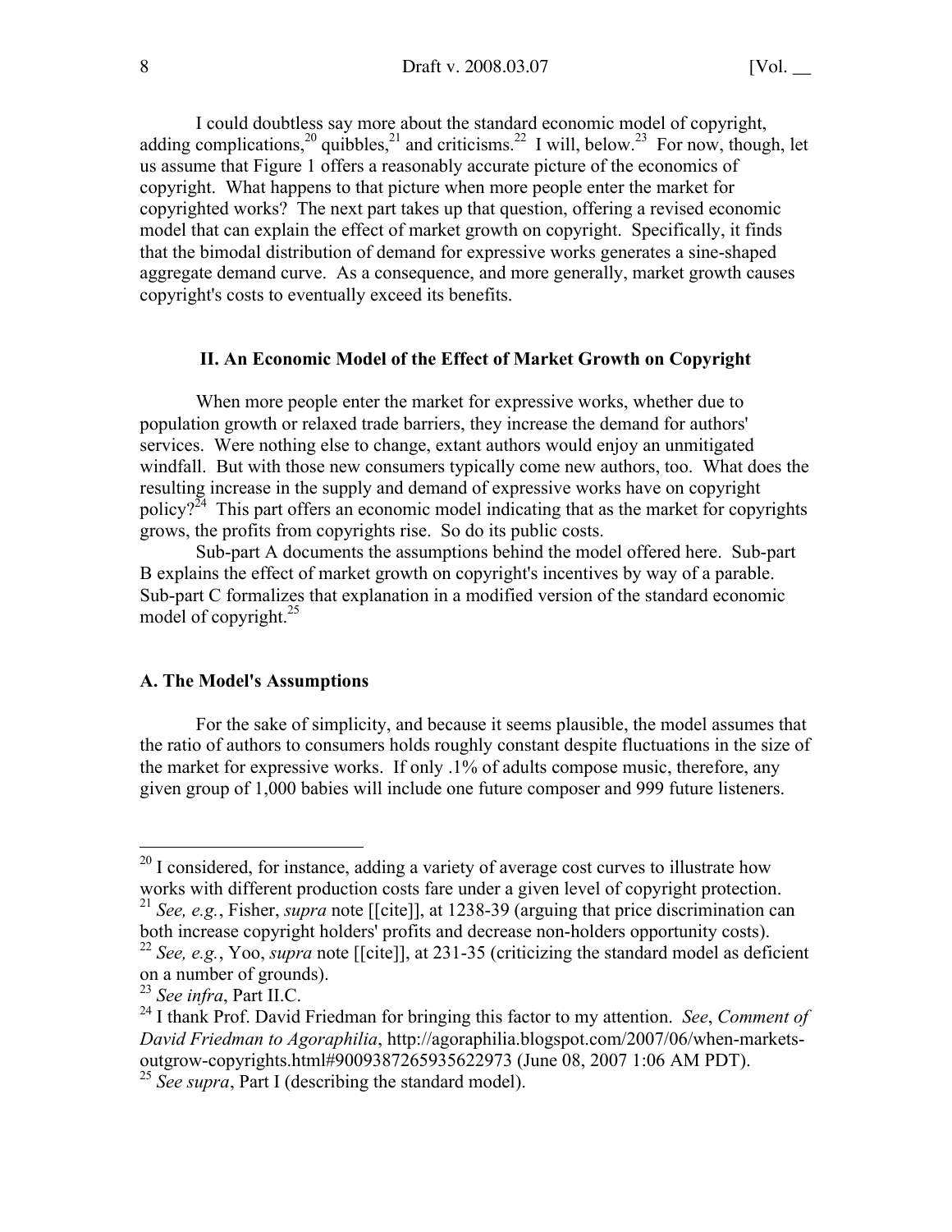I could doubtless say more about the standard economic model of copyright, adding complications,[20] quibbles,[21] and criticisms.[22] I will, below.[23] For now, though, let us assume that Figure 1 offers a reasonably accurate picture of the economics of copyright. What happens to that picture when more people enter the market for copyrighted works? The next part takes up that question, offering a revised economic model that can explain the effect of market growth on copyright. Specifically, it finds that the bimodal distribution of demand for expressive works generates a sine-shaped aggregate demand curve. As a consequence, and more generally, market growth causes copyright's costs to eventually exceed its benefits.

## II. An Economic Model of the Effect of Market Growth on Copyright

When more people enter the market for expressive works, whether due to population growth or relaxed trade barriers, they increase the demand for authors' services. Were nothing else to change, extant authors would enjoy an unmitigated windfall. But with those new consumers typically come new authors, too. What does the resulting increase in the supply and demand of expressive works have on copyright policy?[24] This part offers an economic model indicating that as the market for copyrights grows, the profits from copyrights rise. So do its public costs.

Sub-part A documents the assumptions behind the model offered here. Sub-part B explains the effect of market growth on copyright's incentives by way of a parable. Sub-part C formalizes that explanation in a modified version of the standard economic model of copyright.[25]

### A. The Model's Assumptions

For the sake of simplicity, and because it seems plausible, the model assumes that the ratio of authors to consumers holds roughly constant despite fluctuations in the size of the market for expressive works. If only .1% of adults compose music, therefore, any given group of 1,000 babies will include one future composer and 999 future listeners.

---

[20] I considered, for instance, adding a variety of average cost curves to illustrate how works with different production costs fare under a given level of copyright protection.

[21] *See, e.g.*, Fisher, *supra* note [[cite]], at 1238-39 (arguing that price discrimination can both increase copyright holders' profits and decrease non-holders opportunity costs).

[22] *See, e.g.*, Yoo, *supra* note [[cite]], at 231-35 (criticizing the standard model as deficient on a number of grounds).

[23] *See infra*, Part II.C.

[24] I thank Prof. David Friedman for bringing this factor to my attention. *See*, *Comment of David Friedman to Agoraphilia*, http://agoraphilia.blogspot.com/2007/06/when-markets-outgrow-copyrights.html#9009387265935622973 (June 08, 2007 1:06 AM PDT).

[25] *See supra*, Part I (describing the standard model).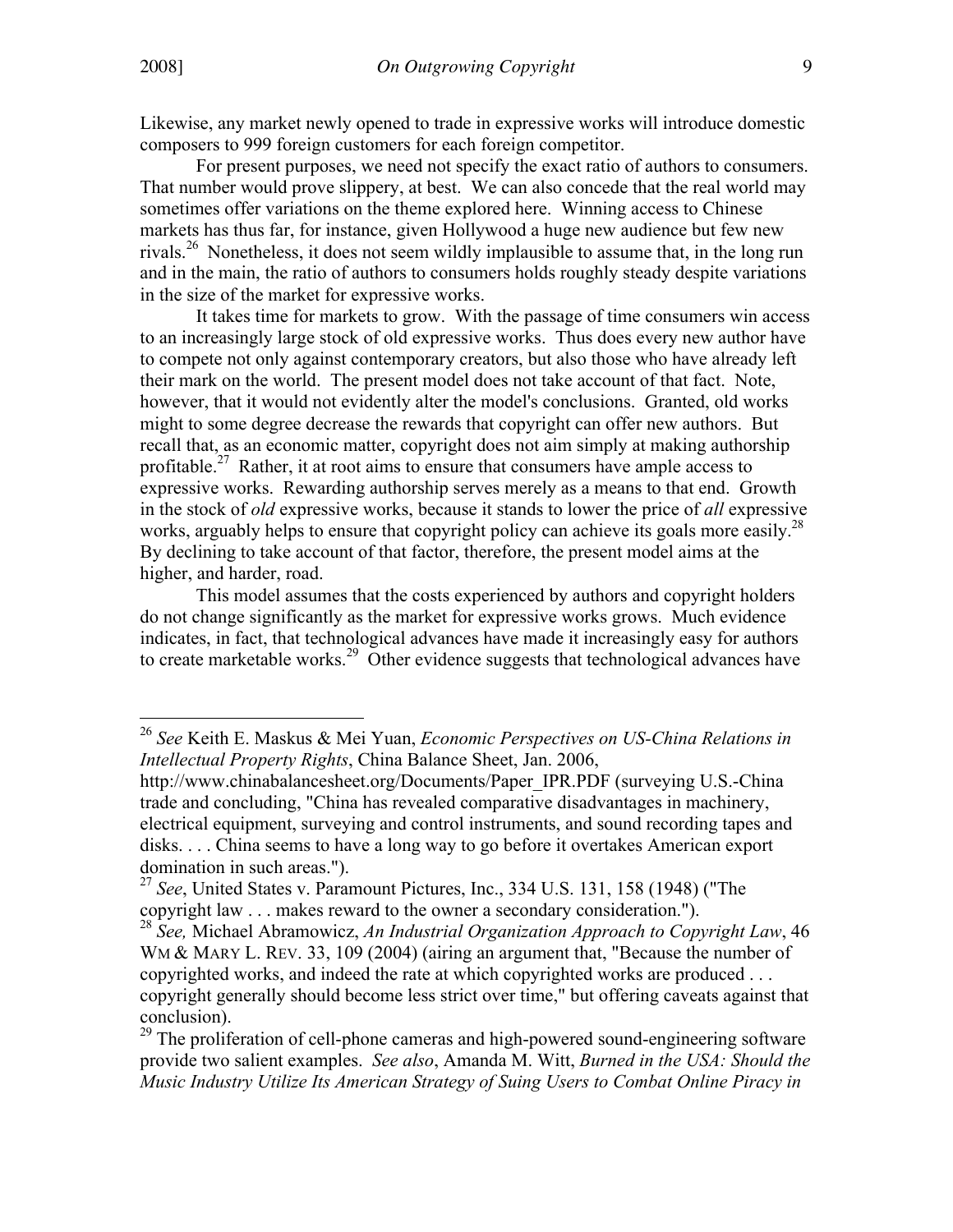Likewise, any market newly opened to trade in expressive works will introduce domestic composers to 999 foreign customers for each foreign competitor.

For present purposes, we need not specify the exact ratio of authors to consumers. That number would prove slippery, at best. We can also concede that the real world may sometimes offer variations on the theme explored here. Winning access to Chinese markets has thus far, for instance, given Hollywood a huge new audience but few new rivals.[26] Nonetheless, it does not seem wildly implausible to assume that, in the long run and in the main, the ratio of authors to consumers holds roughly steady despite variations in the size of the market for expressive works.

It takes time for markets to grow. With the passage of time consumers win access to an increasingly large stock of old expressive works. Thus does every new author have to compete not only against contemporary creators, but also those who have already left their mark on the world. The present model does not take account of that fact. Note, however, that it would not evidently alter the model's conclusions. Granted, old works might to some degree decrease the rewards that copyright can offer new authors. But recall that, as an economic matter, copyright does not aim simply at making authorship profitable.[27] Rather, it at root aims to ensure that consumers have ample access to expressive works. Rewarding authorship serves merely as a means to that end. Growth in the stock of *old* expressive works, because it stands to lower the price of *all* expressive works, arguably helps to ensure that copyright policy can achieve its goals more easily.[28] By declining to take account of that factor, therefore, the present model aims at the higher, and harder, road.

This model assumes that the costs experienced by authors and copyright holders do not change significantly as the market for expressive works grows. Much evidence indicates, in fact, that technological advances have made it increasingly easy for authors to create marketable works.[29] Other evidence suggests that technological advances have

---

[26] *See* Keith E. Maskus & Mei Yuan, *Economic Perspectives on US-China Relations in Intellectual Property Rights*, China Balance Sheet, Jan. 2006, http://www.chinabalancesheet.org/Documents/Paper_IPR.PDF (surveying U.S.-China trade and concluding, "China has revealed comparative disadvantages in machinery, electrical equipment, surveying and control instruments, and sound recording tapes and disks. . . . China seems to have a long way to go before it overtakes American export domination in such areas.").

[27] *See*, United States v. Paramount Pictures, Inc., 334 U.S. 131, 158 (1948) ("The copyright law . . . makes reward to the owner a secondary consideration.").

[28] *See,* Michael Abramowicz, *An Industrial Organization Approach to Copyright Law*, 46 WM & MARY L. REV. 33, 109 (2004) (airing an argument that, "Because the number of copyrighted works, and indeed the rate at which copyrighted works are produced . . . copyright generally should become less strict over time," but offering caveats against that conclusion).

[29] The proliferation of cell-phone cameras and high-powered sound-engineering software provide two salient examples. *See also*, Amanda M. Witt, *Burned in the USA: Should the Music Industry Utilize Its American Strategy of Suing Users to Combat Online Piracy in*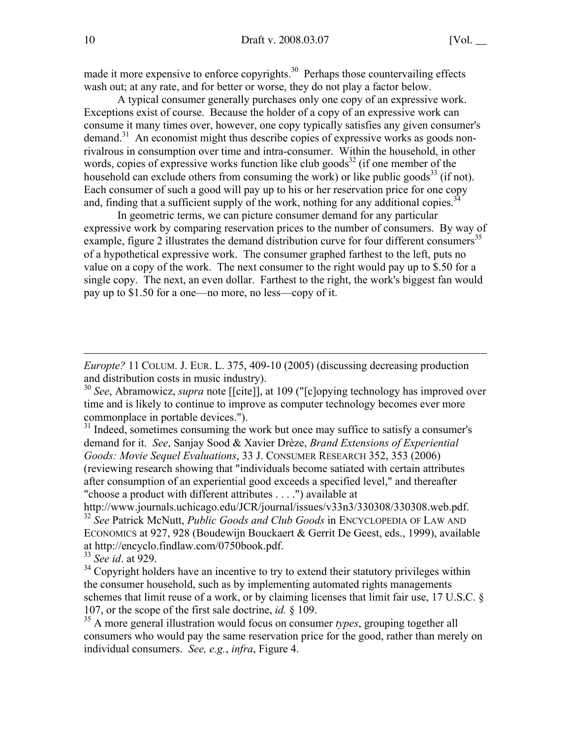made it more expensive to enforce copyrights.[30] Perhaps those countervailing effects wash out; at any rate, and for better or worse, they do not play a factor below.

A typical consumer generally purchases only one copy of an expressive work. Exceptions exist of course. Because the holder of a copy of an expressive work can consume it many times over, however, one copy typically satisfies any given consumer's demand.[31] An economist might thus describe copies of expressive works as goods non-rivalrous in consumption over time and intra-consumer. Within the household, in other words, copies of expressive works function like club goods[32] (if one member of the household can exclude others from consuming the work) or like public goods[33] (if not). Each consumer of such a good will pay up to his or her reservation price for one copy and, finding that a sufficient supply of the work, nothing for any additional copies.[34]

In geometric terms, we can picture consumer demand for any particular expressive work by comparing reservation prices to the number of consumers. By way of example, figure 2 illustrates the demand distribution curve for four different consumers[35] of a hypothetical expressive work. The consumer graphed farthest to the left, puts no value on a copy of the work. The next consumer to the right would pay up to $.50 for a single copy. The next, an even dollar. Farthest to the right, the work's biggest fan would pay up to $1.50 for a one—no more, no less—copy of it.

---

*Europte?* 11 COLUM. J. EUR. L. 375, 409-10 (2005) (discussing decreasing production and distribution costs in music industry).

[30] *See*, Abramowicz, *supra* note [[cite]], at 109 ("[c]opying technology has improved over time and is likely to continue to improve as computer technology becomes ever more commonplace in portable devices.").

[31] Indeed, sometimes consuming the work but once may suffice to satisfy a consumer's demand for it. *See*, Sanjay Sood & Xavier Drèze, *Brand Extensions of Experiential Goods: Movie Sequel Evaluations*, 33 J. CONSUMER RESEARCH 352, 353 (2006) (reviewing research showing that "individuals become satiated with certain attributes after consumption of an experiential good exceeds a specified level," and thereafter "choose a product with different attributes . . . .") available at http://www.journals.uchicago.edu/JCR/journal/issues/v33n3/330308/330308.web.pdf.

[32] *See* Patrick McNutt, *Public Goods and Club Goods* in ENCYCLOPEDIA OF LAW AND ECONOMICS at 927, 928 (Boudewijn Bouckaert & Gerrit De Geest, eds., 1999), available at http://encyclo.findlaw.com/0750book.pdf.

[33] *See id*. at 929.

[34] Copyright holders have an incentive to try to extend their statutory privileges within the consumer household, such as by implementing automated rights managements schemes that limit reuse of a work, or by claiming licenses that limit fair use, 17 U.S.C. § 107, or the scope of the first sale doctrine, *id.* § 109.

[35] A more general illustration would focus on consumer *types*, grouping together all consumers who would pay the same reservation price for the good, rather than merely on individual consumers. *See, e.g.*, *infra*, Figure 4.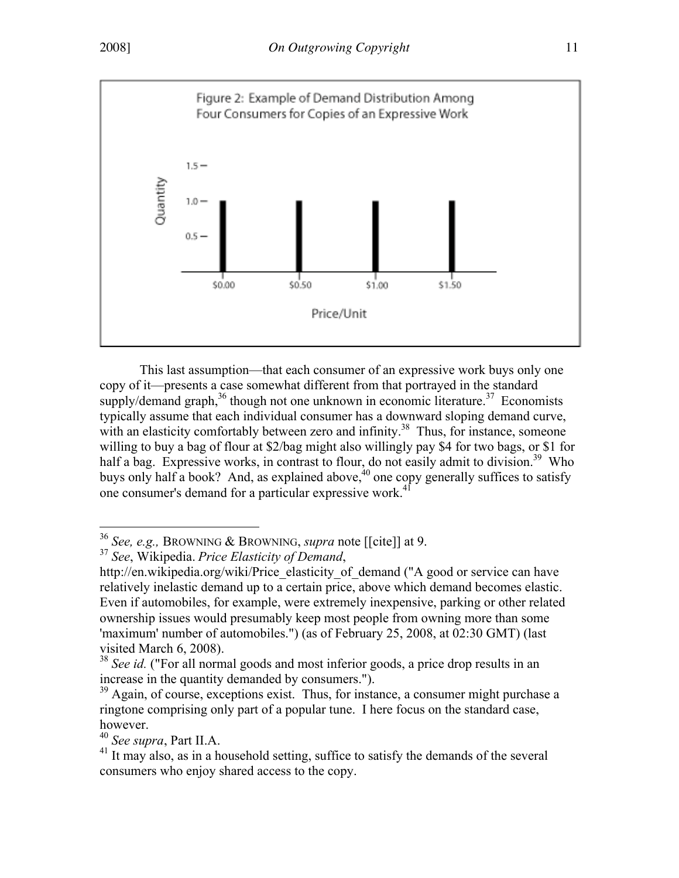Figure 2: Example of Demand Distribution Among Four Consumers for Copies of an Expressive Work

This last assumption—that each consumer of an expressive work buys only one copy of it—presents a case somewhat different from that portrayed in the standard supply/demand graph,[36] though not one unknown in economic literature.[37] Economists typically assume that each individual consumer has a downward sloping demand curve, with an elasticity comfortably between zero and infinity.[38] Thus, for instance, someone willing to buy a bag of flour at $2/bag might also willingly pay $4 for two bags, or $1 for half a bag. Expressive works, in contrast to flour, do not easily admit to division.[39] Who buys only half a book? And, as explained above,[40] one copy generally suffices to satisfy one consumer's demand for a particular expressive work.[41]

---

[36] *See, e.g.,* BROWNING & BROWNING, *supra* note [[cite]] at 9.

[37] *See*, Wikipedia. *Price Elasticity of Demand*, http://en.wikipedia.org/wiki/Price_elasticity_of_demand ("A good or service can have relatively inelastic demand up to a certain price, above which demand becomes elastic. Even if automobiles, for example, were extremely inexpensive, parking or other related ownership issues would presumably keep most people from owning more than some 'maximum' number of automobiles.") (as of February 25, 2008, at 02:30 GMT) (last visited March 6, 2008).

[38] *See id.* ("For all normal goods and most inferior goods, a price drop results in an increase in the quantity demanded by consumers.").

[39] Again, of course, exceptions exist. Thus, for instance, a consumer might purchase a ringtone comprising only part of a popular tune. I here focus on the standard case, however.

[40] *See supra*, Part II.A.

[41] It may also, as in a household setting, suffice to satisfy the demands of the several consumers who enjoy shared access to the copy.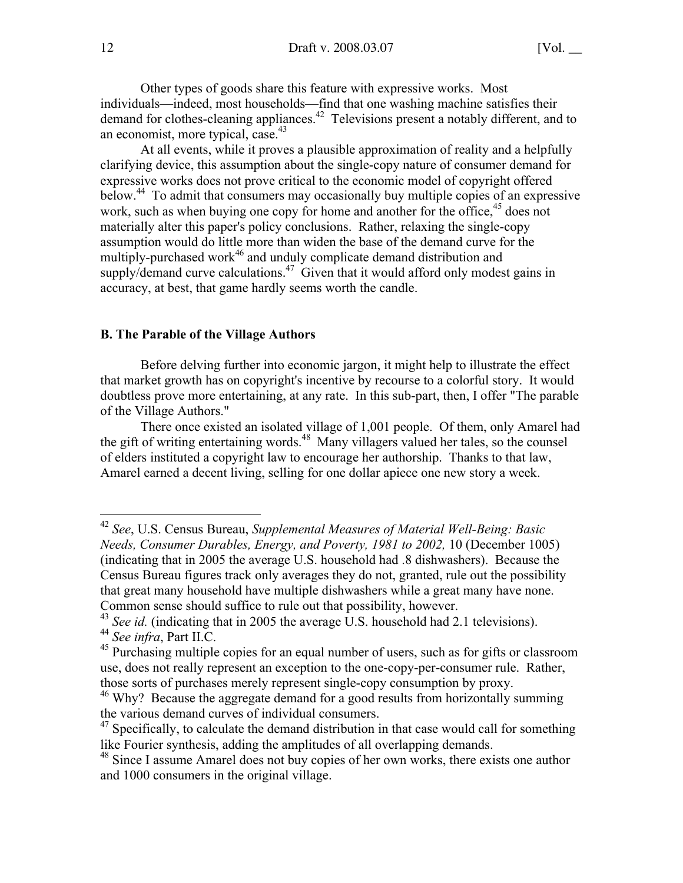Other types of goods share this feature with expressive works. Most individuals—indeed, most households—find that one washing machine satisfies their demand for clothes-cleaning appliances.[42] Televisions present a notably different, and to an economist, more typical, case.[43]

At all events, while it proves a plausible approximation of reality and a helpfully clarifying device, this assumption about the single-copy nature of consumer demand for expressive works does not prove critical to the economic model of copyright offered below.[44] To admit that consumers may occasionally buy multiple copies of an expressive work, such as when buying one copy for home and another for the office,[45] does not materially alter this paper's policy conclusions. Rather, relaxing the single-copy assumption would do little more than widen the base of the demand curve for the multiply-purchased work[46] and unduly complicate demand distribution and supply/demand curve calculations.[47] Given that it would afford only modest gains in accuracy, at best, that game hardly seems worth the candle.

### B. The Parable of the Village Authors

Before delving further into economic jargon, it might help to illustrate the effect that market growth has on copyright's incentive by recourse to a colorful story. It would doubtless prove more entertaining, at any rate. In this sub-part, then, I offer "The parable of the Village Authors."

There once existed an isolated village of 1,001 people. Of them, only Amarel had the gift of writing entertaining words.[48] Many villagers valued her tales, so the counsel of elders instituted a copyright law to encourage her authorship. Thanks to that law, Amarel earned a decent living, selling for one dollar apiece one new story a week.

---

[42] *See*, U.S. Census Bureau, *Supplemental Measures of Material Well-Being: Basic Needs, Consumer Durables, Energy, and Poverty, 1981 to 2002,* 10 (December 1005) (indicating that in 2005 the average U.S. household had .8 dishwashers). Because the Census Bureau figures track only averages they do not, granted, rule out the possibility that great many household have multiple dishwashers while a great many have none. Common sense should suffice to rule out that possibility, however.

[43] *See id.* (indicating that in 2005 the average U.S. household had 2.1 televisions).

[44] *See infra*, Part II.C.

[45] Purchasing multiple copies for an equal number of users, such as for gifts or classroom use, does not really represent an exception to the one-copy-per-consumer rule. Rather, those sorts of purchases merely represent single-copy consumption by proxy.

[46] Why? Because the aggregate demand for a good results from horizontally summing the various demand curves of individual consumers.

[47] Specifically, to calculate the demand distribution in that case would call for something like Fourier synthesis, adding the amplitudes of all overlapping demands.

[48] Since I assume Amarel does not buy copies of her own works, there exists one author and 1000 consumers in the original village.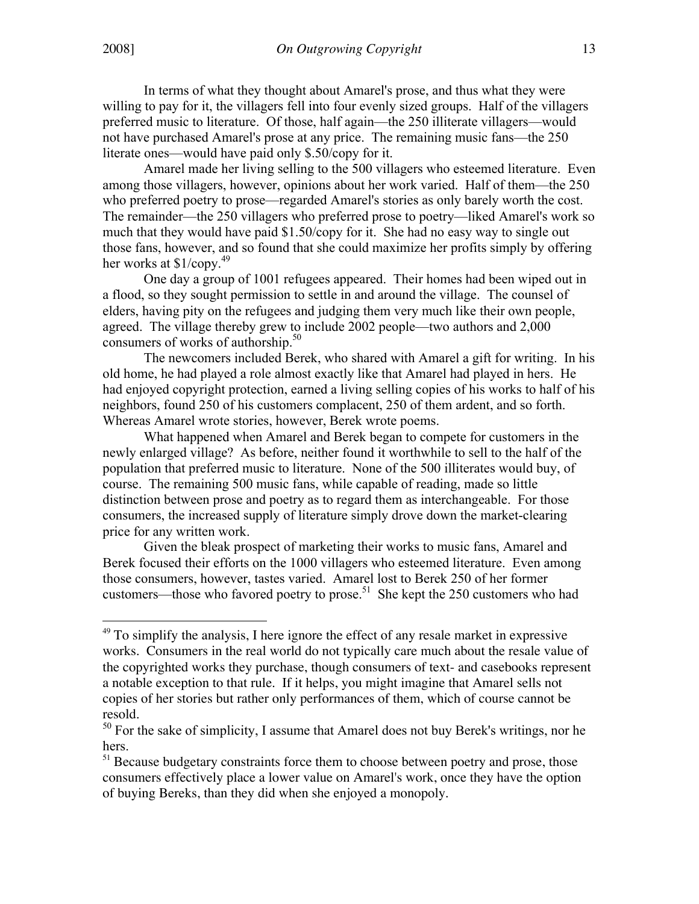In terms of what they thought about Amarel's prose, and thus what they were willing to pay for it, the villagers fell into four evenly sized groups. Half of the villagers preferred music to literature. Of those, half again—the 250 illiterate villagers—would not have purchased Amarel's prose at any price. The remaining music fans—the 250 literate ones—would have paid only $.50/copy for it.

Amarel made her living selling to the 500 villagers who esteemed literature. Even among those villagers, however, opinions about her work varied. Half of them—the 250 who preferred poetry to prose—regarded Amarel's stories as only barely worth the cost. The remainder—the 250 villagers who preferred prose to poetry—liked Amarel's work so much that they would have paid $1.50/copy for it. She had no easy way to single out those fans, however, and so found that she could maximize her profits simply by offering her works at $1/copy.[49]

One day a group of 1001 refugees appeared. Their homes had been wiped out in a flood, so they sought permission to settle in and around the village. The counsel of elders, having pity on the refugees and judging them very much like their own people, agreed. The village thereby grew to include 2002 people—two authors and 2,000 consumers of works of authorship.[50]

The newcomers included Berek, who shared with Amarel a gift for writing. In his old home, he had played a role almost exactly like that Amarel had played in hers. He had enjoyed copyright protection, earned a living selling copies of his works to half of his neighbors, found 250 of his customers complacent, 250 of them ardent, and so forth. Whereas Amarel wrote stories, however, Berek wrote poems.

What happened when Amarel and Berek began to compete for customers in the newly enlarged village? As before, neither found it worthwhile to sell to the half of the population that preferred music to literature. None of the 500 illiterates would buy, of course. The remaining 500 music fans, while capable of reading, made so little distinction between prose and poetry as to regard them as interchangeable. For those consumers, the increased supply of literature simply drove down the market-clearing price for any written work.

Given the bleak prospect of marketing their works to music fans, Amarel and Berek focused their efforts on the 1000 villagers who esteemed literature. Even among those consumers, however, tastes varied. Amarel lost to Berek 250 of her former customers—those who favored poetry to prose.[51] She kept the 250 customers who had

---

[49] To simplify the analysis, I here ignore the effect of any resale market in expressive works. Consumers in the real world do not typically care much about the resale value of the copyrighted works they purchase, though consumers of text- and casebooks represent a notable exception to that rule. If it helps, you might imagine that Amarel sells not copies of her stories but rather only performances of them, which of course cannot be resold.

[50] For the sake of simplicity, I assume that Amarel does not buy Berek's writings, nor he hers.

[51] Because budgetary constraints force them to choose between poetry and prose, those consumers effectively place a lower value on Amarel's work, once they have the option of buying Bereks, than they did when she enjoyed a monopoly.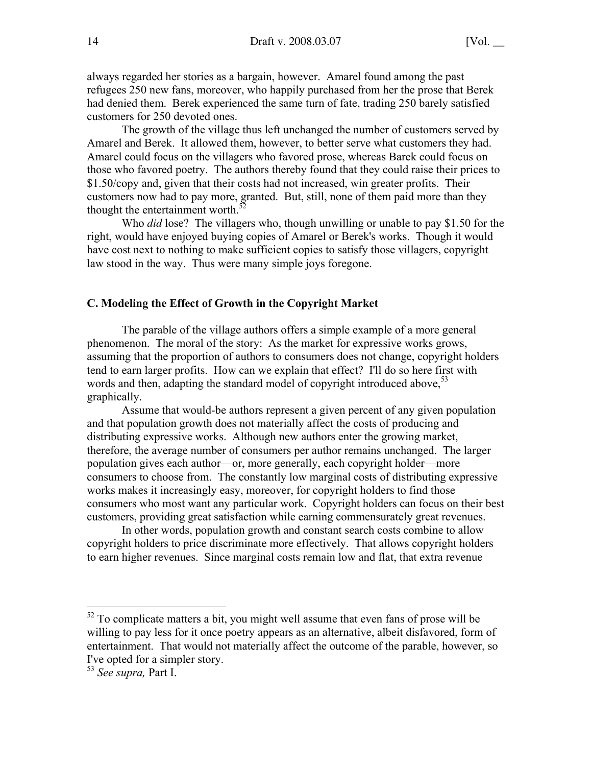always regarded her stories as a bargain, however. Amarel found among the past refugees 250 new fans, moreover, who happily purchased from her the prose that Berek had denied them. Berek experienced the same turn of fate, trading 250 barely satisfied customers for 250 devoted ones.

The growth of the village thus left unchanged the number of customers served by Amarel and Berek. It allowed them, however, to better serve what customers they had. Amarel could focus on the villagers who favored prose, whereas Barek could focus on those who favored poetry. The authors thereby found that they could raise their prices to \$1.50/copy and, given that their costs had not increased, win greater profits. Their customers now had to pay more, granted. But, still, none of them paid more than they thought the entertainment worth.[52]

Who *did* lose? The villagers who, though unwilling or unable to pay \$1.50 for the right, would have enjoyed buying copies of Amarel or Berek's works. Though it would have cost next to nothing to make sufficient copies to satisfy those villagers, copyright law stood in the way. Thus were many simple joys foregone.

### C. Modeling the Effect of Growth in the Copyright Market

The parable of the village authors offers a simple example of a more general phenomenon. The moral of the story: As the market for expressive works grows, assuming that the proportion of authors to consumers does not change, copyright holders tend to earn larger profits. How can we explain that effect? I'll do so here first with words and then, adapting the standard model of copyright introduced above,[53] graphically.

Assume that would-be authors represent a given percent of any given population and that population growth does not materially affect the costs of producing and distributing expressive works. Although new authors enter the growing market, therefore, the average number of consumers per author remains unchanged. The larger population gives each author—or, more generally, each copyright holder—more consumers to choose from. The constantly low marginal costs of distributing expressive works makes it increasingly easy, moreover, for copyright holders to find those consumers who most want any particular work. Copyright holders can focus on their best customers, providing great satisfaction while earning commensurately great revenues.

In other words, population growth and constant search costs combine to allow copyright holders to price discriminate more effectively. That allows copyright holders to earn higher revenues. Since marginal costs remain low and flat, that extra revenue

---

[52] To complicate matters a bit, you might well assume that even fans of prose will be willing to pay less for it once poetry appears as an alternative, albeit disfavored, form of entertainment. That would not materially affect the outcome of the parable, however, so I've opted for a simpler story.

[53] *See supra,* Part I.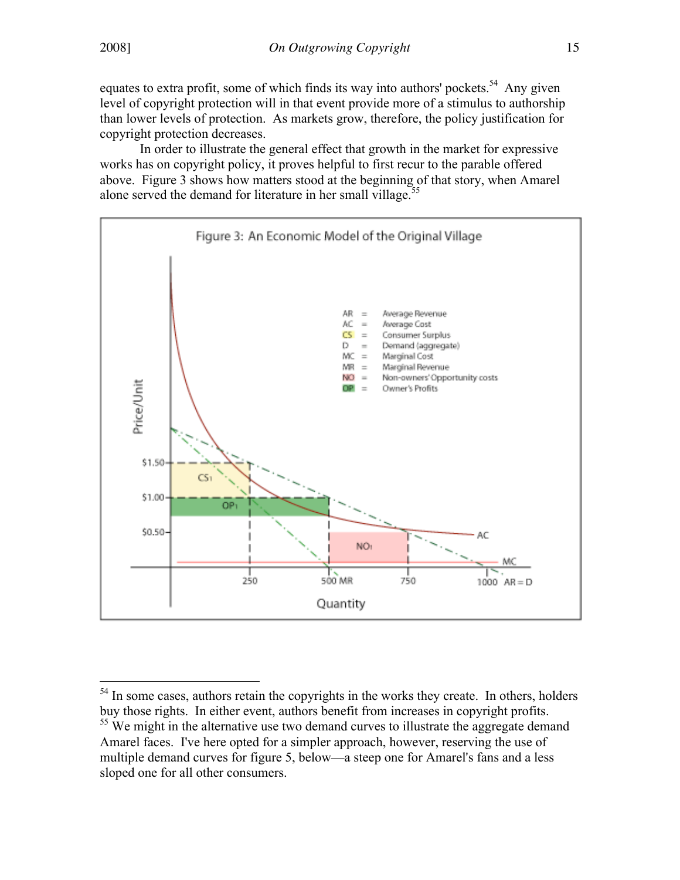equates to extra profit, some of which finds its way into authors' pockets.[54] Any given level of copyright protection will in that event provide more of a stimulus to authorship than lower levels of protection. As markets grow, therefore, the policy justification for copyright protection decreases.

In order to illustrate the general effect that growth in the market for expressive works has on copyright policy, it proves helpful to first recur to the parable offered above. Figure 3 shows how matters stood at the beginning of that story, when Amarel alone served the demand for literature in her small village.[55]

Figure 3: An Economic Model of the Original Village

AR = Average Revenue
AC = Average Cost
CS = Consumer Surplus
D = Demand (aggregate)
MC = Marginal Cost
MR = Marginal Revenue
NO = Non-owners' Opportunity costs
OP = Owner's Profits

---

[54] In some cases, authors retain the copyrights in the works they create. In others, holders buy those rights. In either event, authors benefit from increases in copyright profits.

[55] We might in the alternative use two demand curves to illustrate the aggregate demand Amarel faces. I've here opted for a simpler approach, however, reserving the use of multiple demand curves for figure 5, below—a steep one for Amarel's fans and a less sloped one for all other consumers.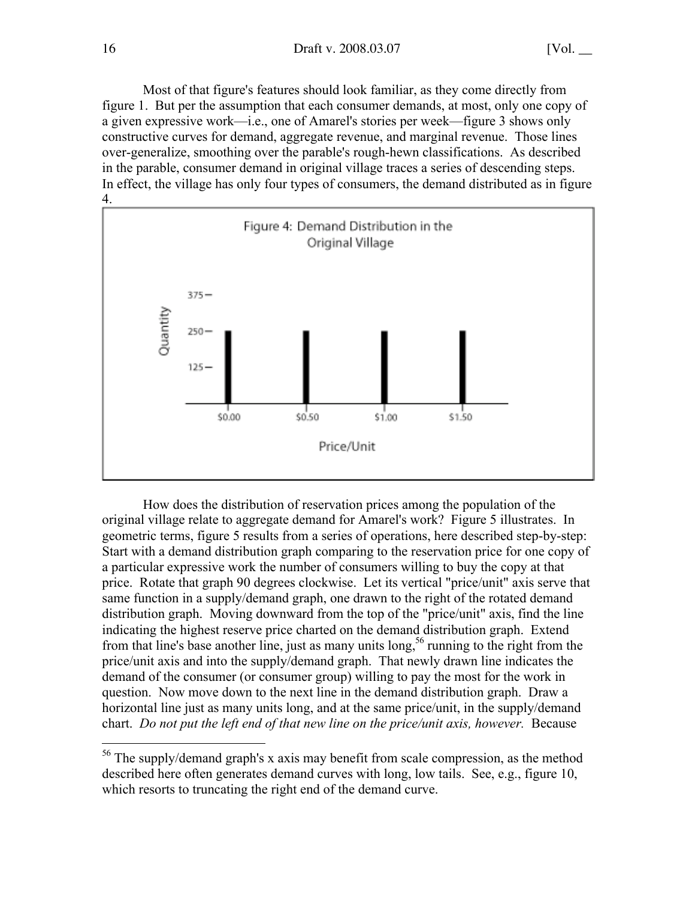Most of that figure's features should look familiar, as they come directly from figure 1. But per the assumption that each consumer demands, at most, only one copy of a given expressive work—i.e., one of Amarel's stories per week—figure 3 shows only constructive curves for demand, aggregate revenue, and marginal revenue. Those lines over-generalize, smoothing over the parable's rough-hewn classifications. As described in the parable, consumer demand in original village traces a series of descending steps. In effect, the village has only four types of consumers, the demand distributed as in figure 4.

Figure 4: Demand Distribution in the Original Village

How does the distribution of reservation prices among the population of the original village relate to aggregate demand for Amarel's work? Figure 5 illustrates. In geometric terms, figure 5 results from a series of operations, here described step-by-step: Start with a demand distribution graph comparing to the reservation price for one copy of a particular expressive work the number of consumers willing to buy the copy at that price. Rotate that graph 90 degrees clockwise. Let its vertical "price/unit" axis serve that same function in a supply/demand graph, one drawn to the right of the rotated demand distribution graph. Moving downward from the top of the "price/unit" axis, find the line indicating the highest reserve price charted on the demand distribution graph. Extend from that line's base another line, just as many units long,[56] running to the right from the price/unit axis and into the supply/demand graph. That newly drawn line indicates the demand of the consumer (or consumer group) willing to pay the most for the work in question. Now move down to the next line in the demand distribution graph. Draw a horizontal line just as many units long, and at the same price/unit, in the supply/demand chart. *Do not put the left end of that new line on the price/unit axis, however.* Because

[56] The supply/demand graph's x axis may benefit from scale compression, as the method described here often generates demand curves with long, low tails. See, e.g., figure 10, which resorts to truncating the right end of the demand curve.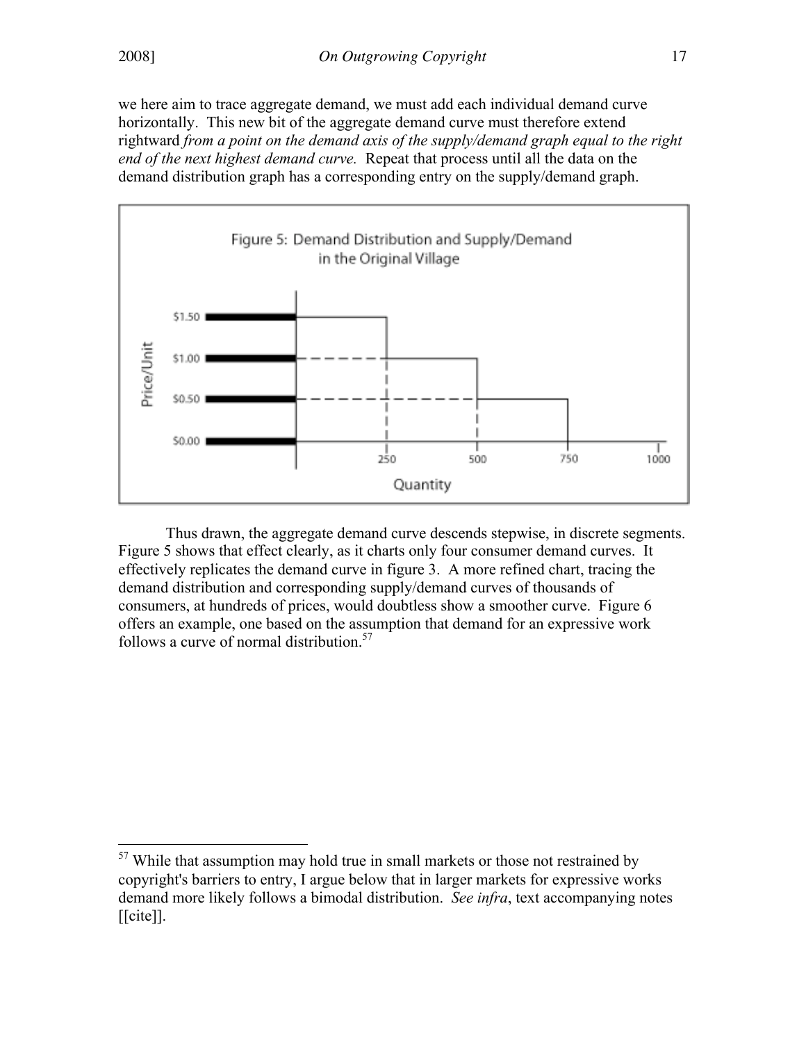we here aim to trace aggregate demand, we must add each individual demand curve horizontally. This new bit of the aggregate demand curve must therefore extend rightward *from a point on the demand axis of the supply/demand graph equal to the right end of the next highest demand curve.* Repeat that process until all the data on the demand distribution graph has a corresponding entry on the supply/demand graph.

Figure 5: Demand Distribution and Supply/Demand in the Original Village

Thus drawn, the aggregate demand curve descends stepwise, in discrete segments. Figure 5 shows that effect clearly, as it charts only four consumer demand curves. It effectively replicates the demand curve in figure 3. A more refined chart, tracing the demand distribution and corresponding supply/demand curves of thousands of consumers, at hundreds of prices, would doubtless show a smoother curve. Figure 6 offers an example, one based on the assumption that demand for an expressive work follows a curve of normal distribution.[57]

---

[57] While that assumption may hold true in small markets or those not restrained by copyright's barriers to entry, I argue below that in larger markets for expressive works demand more likely follows a bimodal distribution. *See infra*, text accompanying notes [[cite]].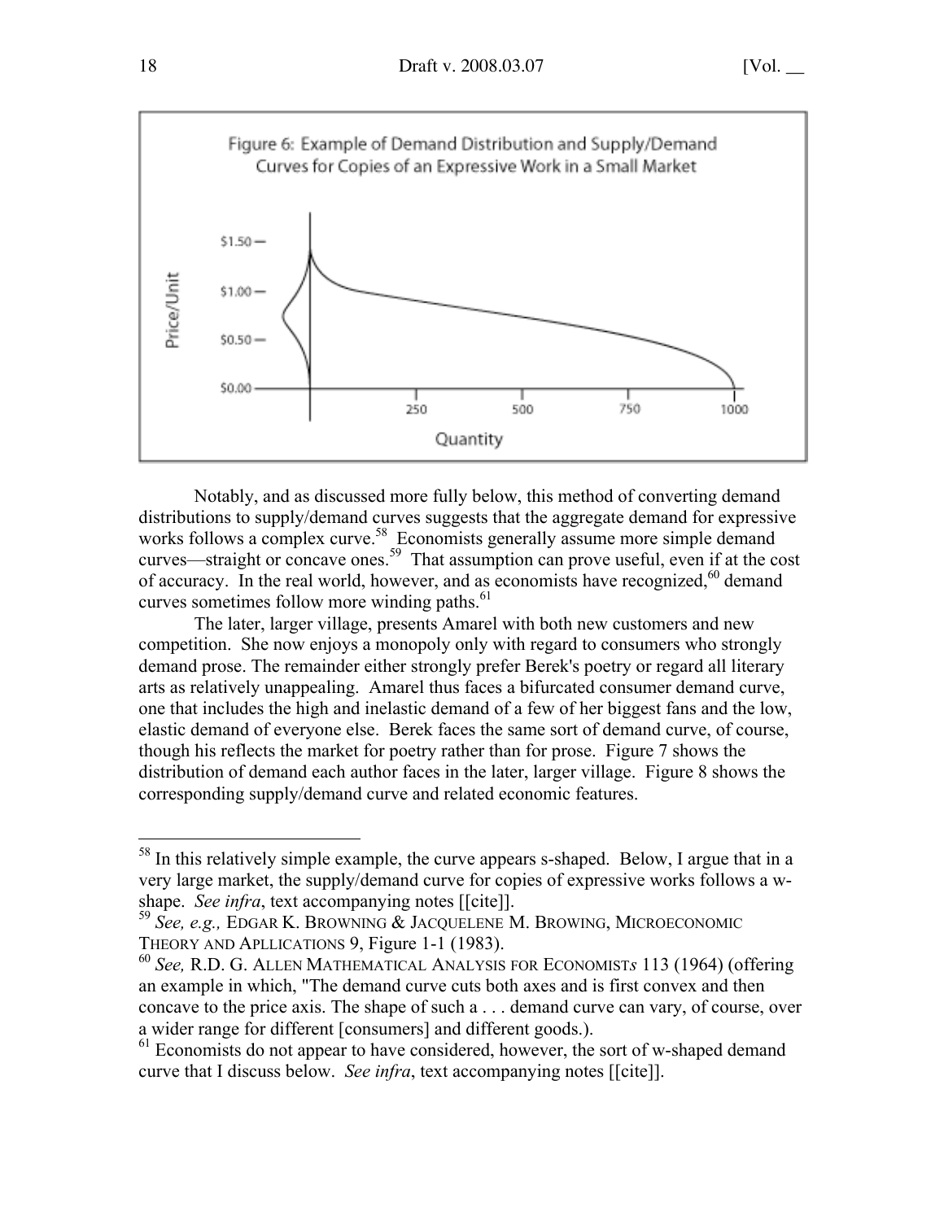Figure 6: Example of Demand Distribution and Supply/Demand Curves for Copies of an Expressive Work in a Small Market

Notably, and as discussed more fully below, this method of converting demand distributions to supply/demand curves suggests that the aggregate demand for expressive works follows a complex curve.[58] Economists generally assume more simple demand curves—straight or concave ones.[59] That assumption can prove useful, even if at the cost of accuracy. In the real world, however, and as economists have recognized,[60] demand curves sometimes follow more winding paths.[61]

The later, larger village, presents Amarel with both new customers and new competition. She now enjoys a monopoly only with regard to consumers who strongly demand prose. The remainder either strongly prefer Berek's poetry or regard all literary arts as relatively unappealing. Amarel thus faces a bifurcated consumer demand curve, one that includes the high and inelastic demand of a few of her biggest fans and the low, elastic demand of everyone else. Berek faces the same sort of demand curve, of course, though his reflects the market for poetry rather than for prose. Figure 7 shows the distribution of demand each author faces in the later, larger village. Figure 8 shows the corresponding supply/demand curve and related economic features.

---

[58] In this relatively simple example, the curve appears s-shaped. Below, I argue that in a very large market, the supply/demand curve for copies of expressive works follows a w-shape. *See infra*, text accompanying notes [[cite]].

[59] *See, e.g.,* EDGAR K. BROWNING & JACQUELENE M. BROWING, MICROECONOMIC THEORY AND APLLICATIONS 9, Figure 1-1 (1983).

[60] *See,* R.D. G. ALLEN MATHEMATICAL ANALYSIS FOR ECONOMIST*s* 113 (1964) (offering an example in which, "The demand curve cuts both axes and is first convex and then concave to the price axis. The shape of such a . . . demand curve can vary, of course, over a wider range for different [consumers] and different goods.).

[61] Economists do not appear to have considered, however, the sort of w-shaped demand curve that I discuss below. *See infra*, text accompanying notes [[cite]].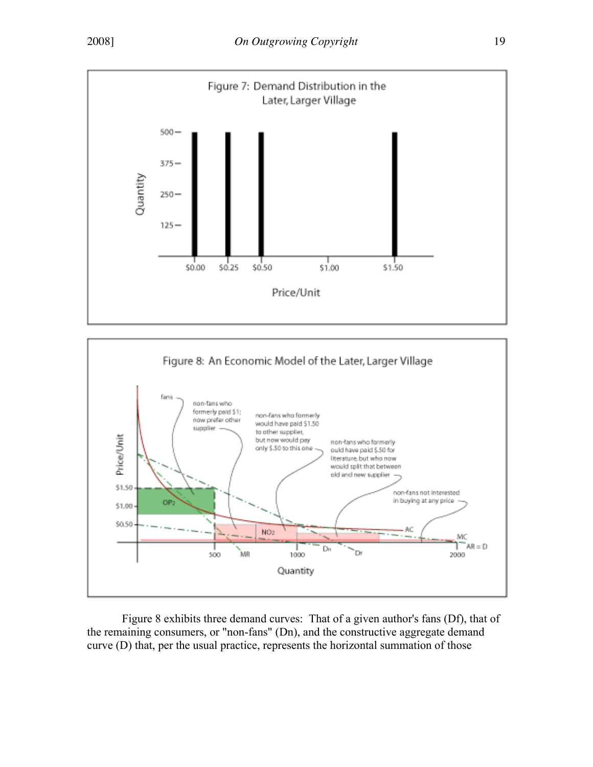Figure 7: Demand Distribution in the Later, Larger Village

Figure 8: An Economic Model of the Later, Larger Village

Figure 8 exhibits three demand curves: That of a given author's fans (Df), that of the remaining consumers, or "non-fans" (Dn), and the constructive aggregate demand curve (D) that, per the usual practice, represents the horizontal summation of those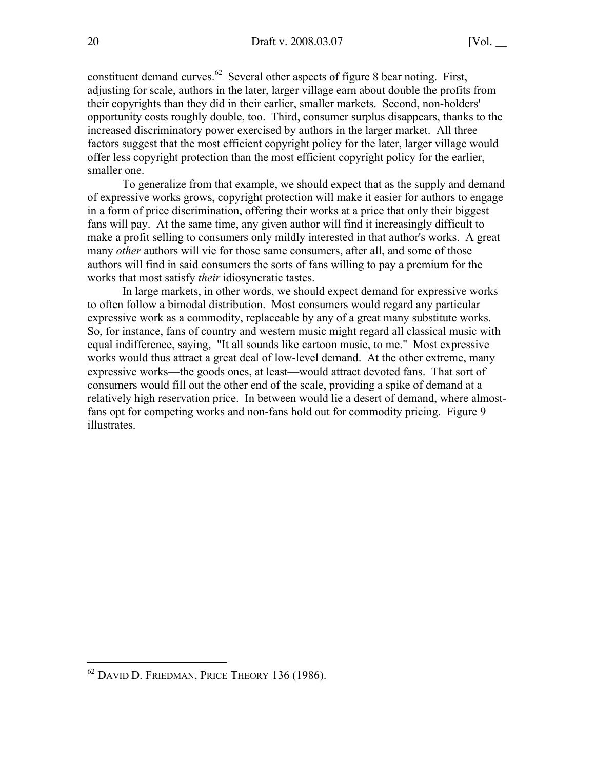constituent demand curves.[62] Several other aspects of figure 8 bear noting. First, adjusting for scale, authors in the later, larger village earn about double the profits from their copyrights than they did in their earlier, smaller markets. Second, non-holders' opportunity costs roughly double, too. Third, consumer surplus disappears, thanks to the increased discriminatory power exercised by authors in the larger market. All three factors suggest that the most efficient copyright policy for the later, larger village would offer less copyright protection than the most efficient copyright policy for the earlier, smaller one.

To generalize from that example, we should expect that as the supply and demand of expressive works grows, copyright protection will make it easier for authors to engage in a form of price discrimination, offering their works at a price that only their biggest fans will pay. At the same time, any given author will find it increasingly difficult to make a profit selling to consumers only mildly interested in that author's works. A great many *other* authors will vie for those same consumers, after all, and some of those authors will find in said consumers the sorts of fans willing to pay a premium for the works that most satisfy *their* idiosyncratic tastes.

In large markets, in other words, we should expect demand for expressive works to often follow a bimodal distribution. Most consumers would regard any particular expressive work as a commodity, replaceable by any of a great many substitute works. So, for instance, fans of country and western music might regard all classical music with equal indifference, saying, "It all sounds like cartoon music, to me." Most expressive works would thus attract a great deal of low-level demand. At the other extreme, many expressive works—the goods ones, at least—would attract devoted fans. That sort of consumers would fill out the other end of the scale, providing a spike of demand at a relatively high reservation price. In between would lie a desert of demand, where almost-fans opt for competing works and non-fans hold out for commodity pricing. Figure 9 illustrates.

---

[62] DAVID D. FRIEDMAN, PRICE THEORY 136 (1986).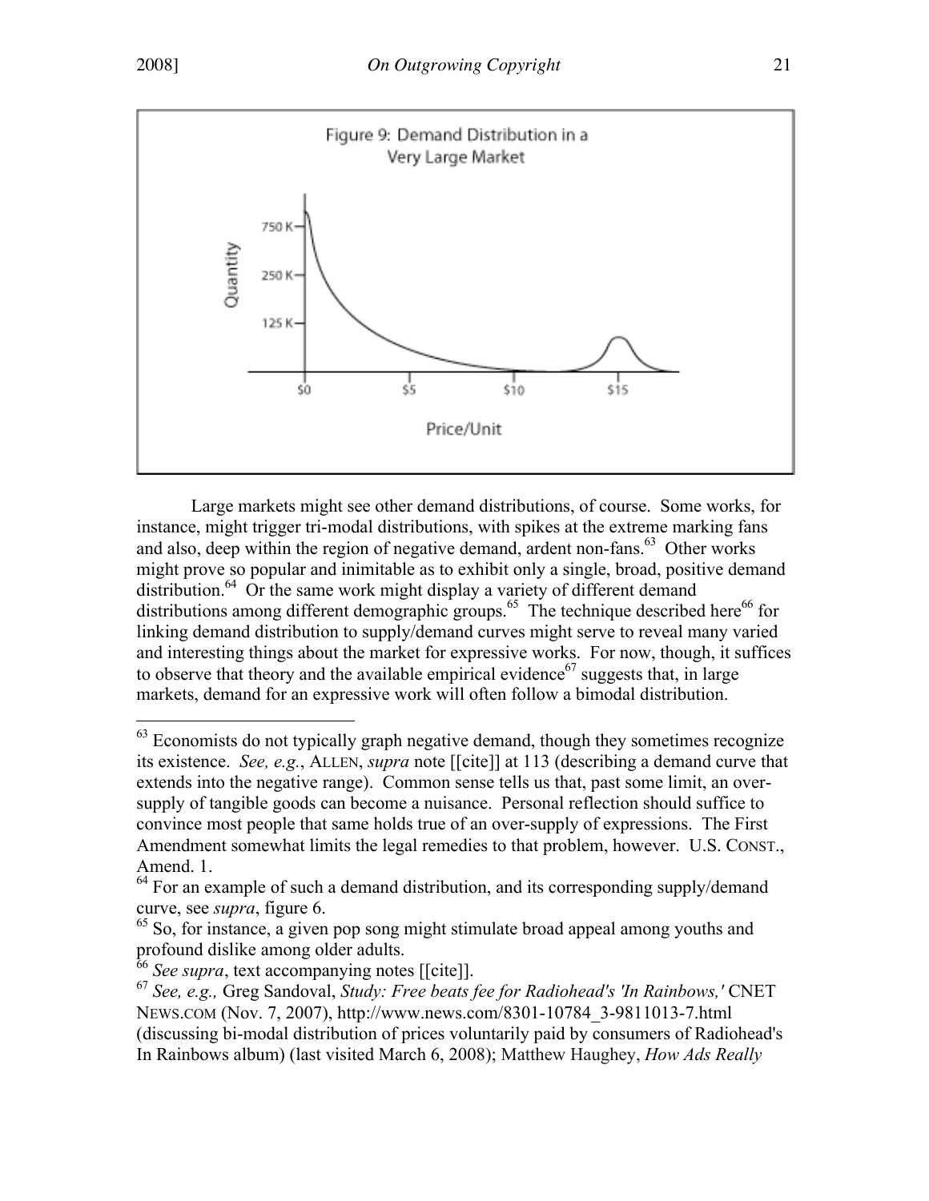Figure 9: Demand Distribution in a Very Large Market

Large markets might see other demand distributions, of course. Some works, for instance, might trigger tri-modal distributions, with spikes at the extreme marking fans and also, deep within the region of negative demand, ardent non-fans.[63] Other works might prove so popular and inimitable as to exhibit only a single, broad, positive demand distribution.[64] Or the same work might display a variety of different demand distributions among different demographic groups.[65] The technique described here[66] for linking demand distribution to supply/demand curves might serve to reveal many varied and interesting things about the market for expressive works. For now, though, it suffices to observe that theory and the available empirical evidence[67] suggests that, in large markets, demand for an expressive work will often follow a bimodal distribution.

---

[63] Economists do not typically graph negative demand, though they sometimes recognize its existence. *See, e.g.*, ALLEN, *supra* note [[cite]] at 113 (describing a demand curve that extends into the negative range). Common sense tells us that, past some limit, an over-supply of tangible goods can become a nuisance. Personal reflection should suffice to convince most people that same holds true of an over-supply of expressions. The First Amendment somewhat limits the legal remedies to that problem, however. U.S. CONST., Amend. 1.

[64] For an example of such a demand distribution, and its corresponding supply/demand curve, see *supra*, figure 6.

[65] So, for instance, a given pop song might stimulate broad appeal among youths and profound dislike among older adults.

[66] *See supra*, text accompanying notes [[cite]].

[67] *See, e.g.,* Greg Sandoval, *Study: Free beats fee for Radiohead's 'In Rainbows,'* CNET NEWS.COM (Nov. 7, 2007), http://www.news.com/8301-10784_3-9811013-7.html (discussing bi-modal distribution of prices voluntarily paid by consumers of Radiohead's In Rainbows album) (last visited March 6, 2008); Matthew Haughey, *How Ads Really*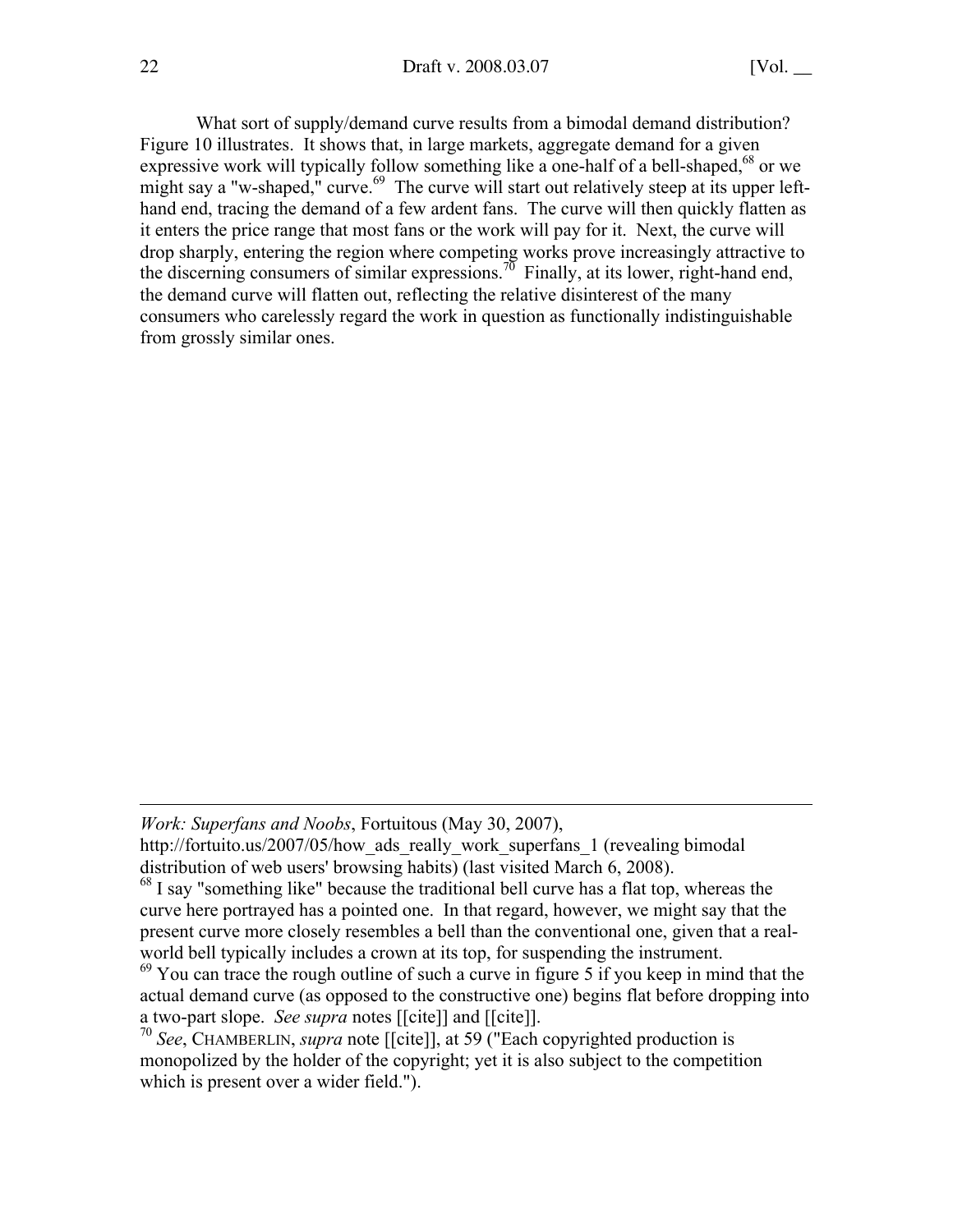What sort of supply/demand curve results from a bimodal demand distribution? Figure 10 illustrates. It shows that, in large markets, aggregate demand for a given expressive work will typically follow something like a one-half of a bell-shaped,[68] or we might say a "w-shaped," curve.[69] The curve will start out relatively steep at its upper left-hand end, tracing the demand of a few ardent fans. The curve will then quickly flatten as it enters the price range that most fans or the work will pay for it. Next, the curve will drop sharply, entering the region where competing works prove increasingly attractive to the discerning consumers of similar expressions.[70] Finally, at its lower, right-hand end, the demand curve will flatten out, reflecting the relative disinterest of the many consumers who carelessly regard the work in question as functionally indistinguishable from grossly similar ones.

---

*Work: Superfans and Noobs*, Fortuitous (May 30, 2007), http://fortuito.us/2007/05/how_ads_really_work_superfans_1 (revealing bimodal distribution of web users' browsing habits) (last visited March 6, 2008).

[68] I say "something like" because the traditional bell curve has a flat top, whereas the curve here portrayed has a pointed one. In that regard, however, we might say that the present curve more closely resembles a bell than the conventional one, given that a real-world bell typically includes a crown at its top, for suspending the instrument.

[69] You can trace the rough outline of such a curve in figure 5 if you keep in mind that the actual demand curve (as opposed to the constructive one) begins flat before dropping into a two-part slope. *See supra* notes [[cite]] and [[cite]].

[70] *See*, CHAMBERLIN, *supra* note [[cite]], at 59 ("Each copyrighted production is monopolized by the holder of the copyright; yet it is also subject to the competition which is present over a wider field.").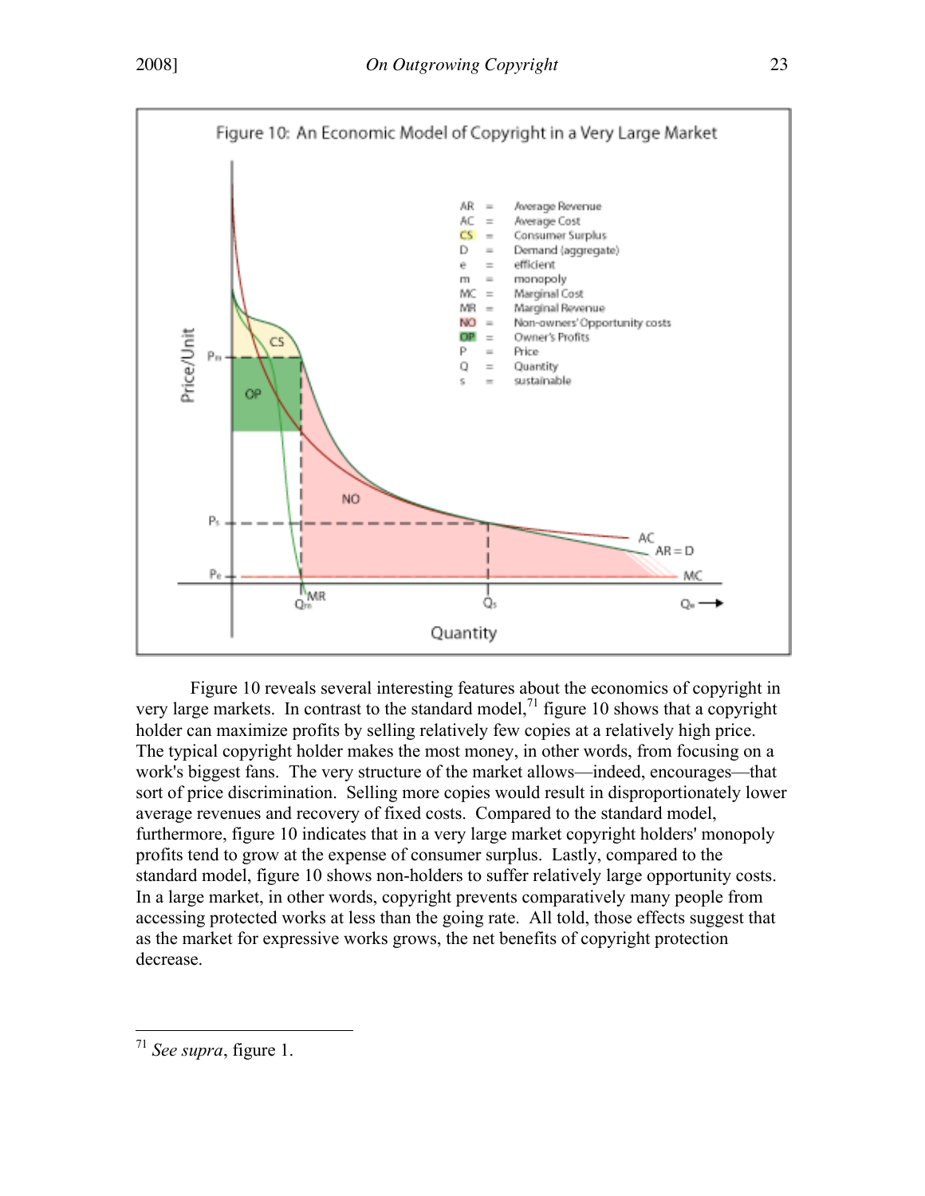Figure 10: An Economic Model of Copyright in a Very Large Market

Figure 10 reveals several interesting features about the economics of copyright in very large markets. In contrast to the standard model,[71] figure 10 shows that a copyright holder can maximize profits by selling relatively few copies at a relatively high price. The typical copyright holder makes the most money, in other words, from focusing on a work's biggest fans. The very structure of the market allows—indeed, encourages—that sort of price discrimination. Selling more copies would result in disproportionately lower average revenues and recovery of fixed costs. Compared to the standard model, furthermore, figure 10 indicates that in a very large market copyright holders' monopoly profits tend to grow at the expense of consumer surplus. Lastly, compared to the standard model, figure 10 shows non-holders to suffer relatively large opportunity costs. In a large market, in other words, copyright prevents comparatively many people from accessing protected works at less than the going rate. All told, those effects suggest that as the market for expressive works grows, the net benefits of copyright protection decrease.

---

[71] *See supra*, figure 1.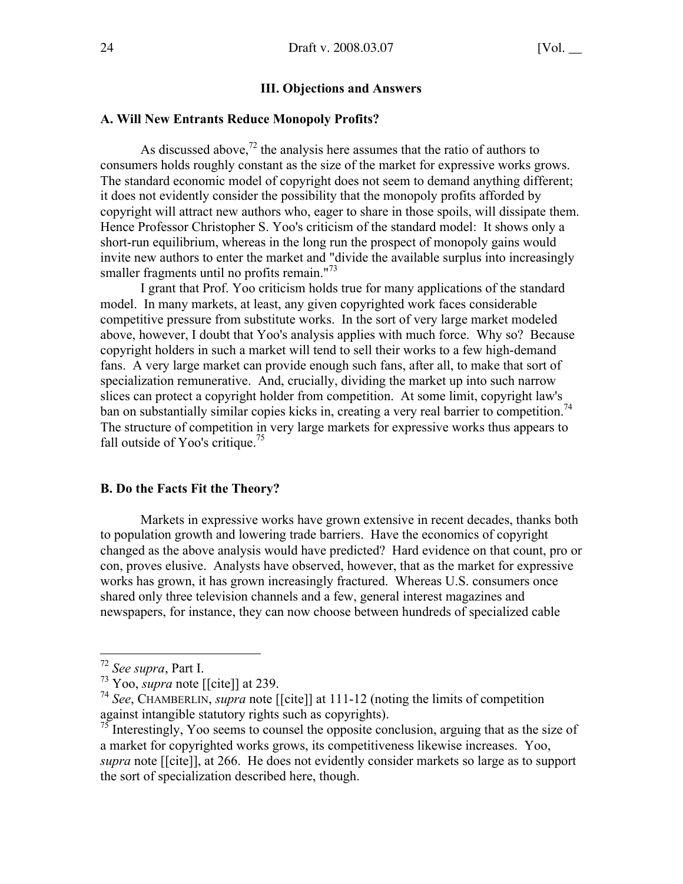## III. Objections and Answers

### A. Will New Entrants Reduce Monopoly Profits?

As discussed above,[72] the analysis here assumes that the ratio of authors to consumers holds roughly constant as the size of the market for expressive works grows. The standard economic model of copyright does not seem to demand anything different; it does not evidently consider the possibility that the monopoly profits afforded by copyright will attract new authors who, eager to share in those spoils, will dissipate them. Hence Professor Christopher S. Yoo's criticism of the standard model: It shows only a short-run equilibrium, whereas in the long run the prospect of monopoly gains would invite new authors to enter the market and "divide the available surplus into increasingly smaller fragments until no profits remain."[73]

I grant that Prof. Yoo criticism holds true for many applications of the standard model. In many markets, at least, any given copyrighted work faces considerable competitive pressure from substitute works. In the sort of very large market modeled above, however, I doubt that Yoo's analysis applies with much force. Why so? Because copyright holders in such a market will tend to sell their works to a few high-demand fans. A very large market can provide enough such fans, after all, to make that sort of specialization remunerative. And, crucially, dividing the market up into such narrow slices can protect a copyright holder from competition. At some limit, copyright law's ban on substantially similar copies kicks in, creating a very real barrier to competition.[74] The structure of competition in very large markets for expressive works thus appears to fall outside of Yoo's critique.[75]

### B. Do the Facts Fit the Theory?

Markets in expressive works have grown extensive in recent decades, thanks both to population growth and lowering trade barriers. Have the economics of copyright changed as the above analysis would have predicted? Hard evidence on that count, pro or con, proves elusive. Analysts have observed, however, that as the market for expressive works has grown, it has grown increasingly fractured. Whereas U.S. consumers once shared only three television channels and a few, general interest magazines and newspapers, for instance, they can now choose between hundreds of specialized cable

---

[72] *See supra*, Part I.

[73] Yoo, *supra* note [[cite]] at 239.

[74] *See*, CHAMBERLIN, *supra* note [[cite]] at 111-12 (noting the limits of competition against intangible statutory rights such as copyrights).

[75] Interestingly, Yoo seems to counsel the opposite conclusion, arguing that as the size of a market for copyrighted works grows, its competitiveness likewise increases. Yoo, *supra* note [[cite]], at 266. He does not evidently consider markets so large as to support the sort of specialization described here, though.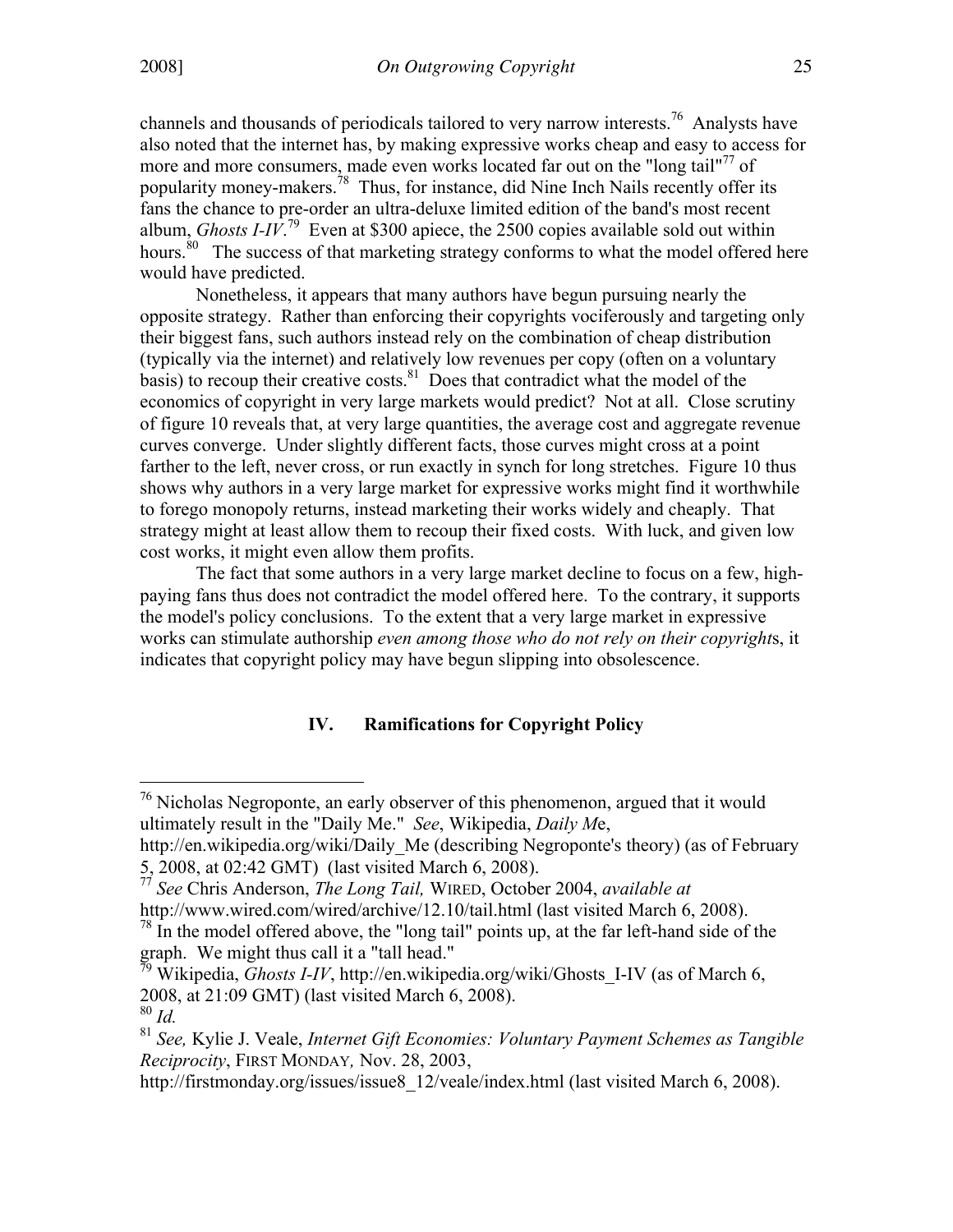channels and thousands of periodicals tailored to very narrow interests.[76] Analysts have also noted that the internet has, by making expressive works cheap and easy to access for more and more consumers, made even works located far out on the "long tail"[77] of popularity money-makers.[78] Thus, for instance, did Nine Inch Nails recently offer its fans the chance to pre-order an ultra-deluxe limited edition of the band's most recent album, *Ghosts I-IV*.[79] Even at $300 apiece, the 2500 copies available sold out within hours.[80] The success of that marketing strategy conforms to what the model offered here would have predicted.

Nonetheless, it appears that many authors have begun pursuing nearly the opposite strategy. Rather than enforcing their copyrights vociferously and targeting only their biggest fans, such authors instead rely on the combination of cheap distribution (typically via the internet) and relatively low revenues per copy (often on a voluntary basis) to recoup their creative costs.[81] Does that contradict what the model of the economics of copyright in very large markets would predict? Not at all. Close scrutiny of figure 10 reveals that, at very large quantities, the average cost and aggregate revenue curves converge. Under slightly different facts, those curves might cross at a point farther to the left, never cross, or run exactly in synch for long stretches. Figure 10 thus shows why authors in a very large market for expressive works might find it worthwhile to forego monopoly returns, instead marketing their works widely and cheaply. That strategy might at least allow them to recoup their fixed costs. With luck, and given low cost works, it might even allow them profits.

The fact that some authors in a very large market decline to focus on a few, high-paying fans thus does not contradict the model offered here. To the contrary, it supports the model's policy conclusions. To the extent that a very large market in expressive works can stimulate authorship *even among those who do not rely on their copyright*s, it indicates that copyright policy may have begun slipping into obsolescence.

## IV. Ramifications for Copyright Policy

---

[76] Nicholas Negroponte, an early observer of this phenomenon, argued that it would ultimately result in the "Daily Me." *See*, Wikipedia, *Daily Me*, http://en.wikipedia.org/wiki/Daily_Me (describing Negroponte's theory) (as of February 5, 2008, at 02:42 GMT) (last visited March 6, 2008).

[77] *See* Chris Anderson, *The Long Tail,* WIRED, October 2004, *available at* http://www.wired.com/wired/archive/12.10/tail.html (last visited March 6, 2008).

[78] In the model offered above, the "long tail" points up, at the far left-hand side of the graph. We might thus call it a "tall head."

[79] Wikipedia, *Ghosts I-IV*, http://en.wikipedia.org/wiki/Ghosts_I-IV (as of March 6, 2008, at 21:09 GMT) (last visited March 6, 2008).

[80] *Id.*

[81] *See,* Kylie J. Veale, *Internet Gift Economies: Voluntary Payment Schemes as Tangible Reciprocity*, FIRST MONDAY*,* Nov. 28, 2003, http://firstmonday.org/issues/issue8_12/veale/index.html (last visited March 6, 2008).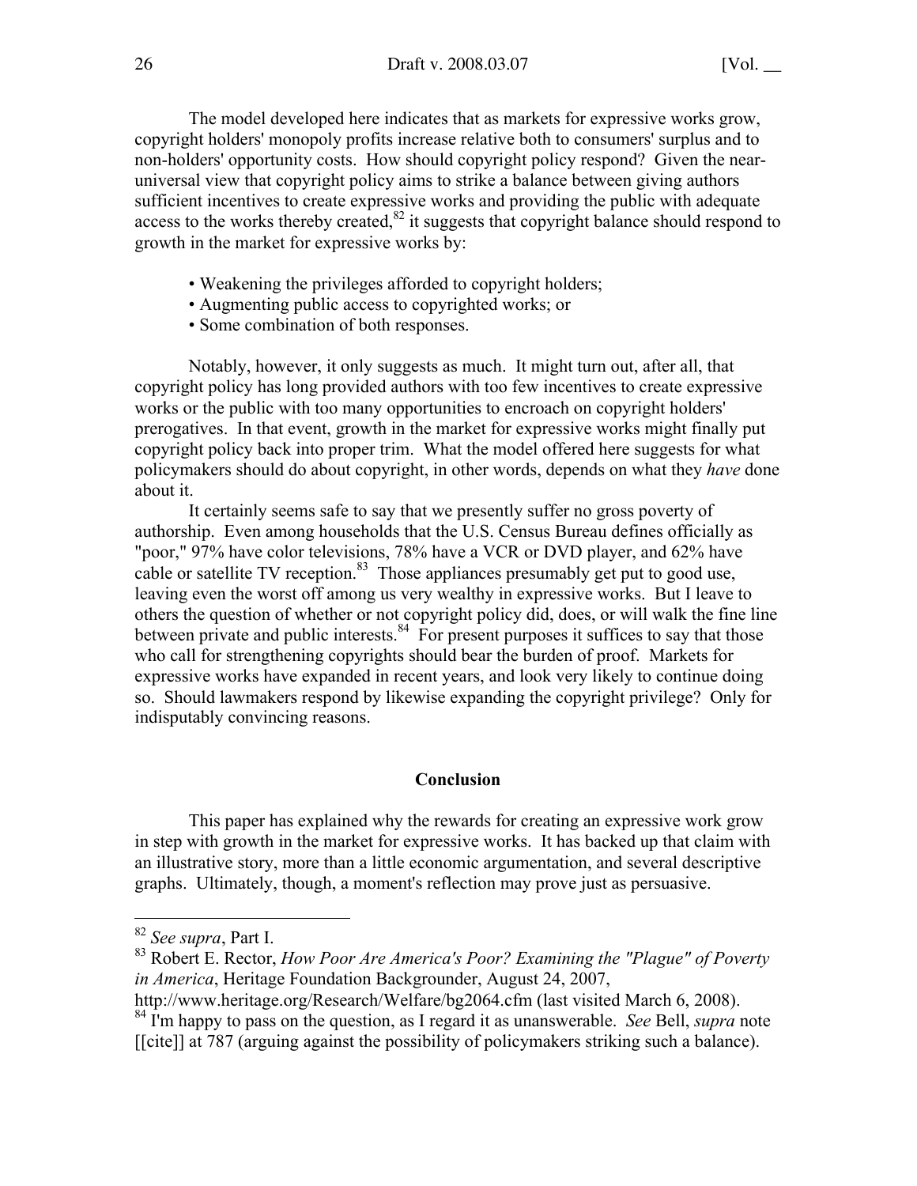The model developed here indicates that as markets for expressive works grow, copyright holders' monopoly profits increase relative both to consumers' surplus and to non-holders' opportunity costs. How should copyright policy respond? Given the near-universal view that copyright policy aims to strike a balance between giving authors sufficient incentives to create expressive works and providing the public with adequate access to the works thereby created,[82] it suggests that copyright balance should respond to growth in the market for expressive works by:

- Weakening the privileges afforded to copyright holders;
- Augmenting public access to copyrighted works; or
- Some combination of both responses.

Notably, however, it only suggests as much. It might turn out, after all, that copyright policy has long provided authors with too few incentives to create expressive works or the public with too many opportunities to encroach on copyright holders' prerogatives. In that event, growth in the market for expressive works might finally put copyright policy back into proper trim. What the model offered here suggests for what policymakers should do about copyright, in other words, depends on what they *have* done about it.

It certainly seems safe to say that we presently suffer no gross poverty of authorship. Even among households that the U.S. Census Bureau defines officially as "poor," 97% have color televisions, 78% have a VCR or DVD player, and 62% have cable or satellite TV reception.[83] Those appliances presumably get put to good use, leaving even the worst off among us very wealthy in expressive works. But I leave to others the question of whether or not copyright policy did, does, or will walk the fine line between private and public interests.[84] For present purposes it suffices to say that those who call for strengthening copyrights should bear the burden of proof. Markets for expressive works have expanded in recent years, and look very likely to continue doing so. Should lawmakers respond by likewise expanding the copyright privilege? Only for indisputably convincing reasons.

## Conclusion

This paper has explained why the rewards for creating an expressive work grow in step with growth in the market for expressive works. It has backed up that claim with an illustrative story, more than a little economic argumentation, and several descriptive graphs. Ultimately, though, a moment's reflection may prove just as persuasive.

---

[82] *See supra*, Part I.

[83] Robert E. Rector, *How Poor Are America's Poor? Examining the "Plague" of Poverty in America*, Heritage Foundation Backgrounder, August 24, 2007, http://www.heritage.org/Research/Welfare/bg2064.cfm (last visited March 6, 2008).

[84] I'm happy to pass on the question, as I regard it as unanswerable. *See* Bell, *supra* note [[cite]] at 787 (arguing against the possibility of policymakers striking such a balance).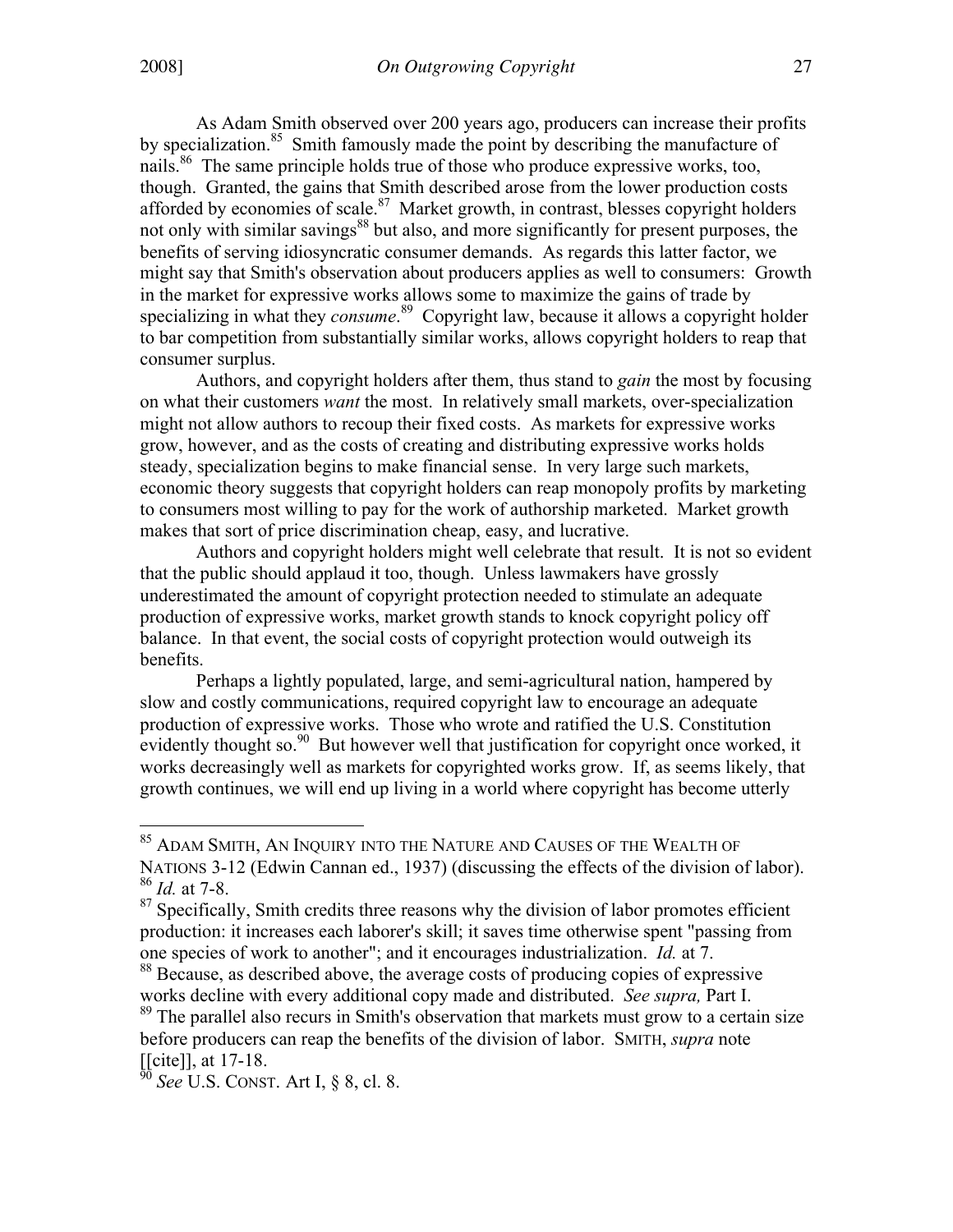As Adam Smith observed over 200 years ago, producers can increase their profits by specialization.[85] Smith famously made the point by describing the manufacture of nails.[86] The same principle holds true of those who produce expressive works, too, though. Granted, the gains that Smith described arose from the lower production costs afforded by economies of scale.[87] Market growth, in contrast, blesses copyright holders not only with similar savings[88] but also, and more significantly for present purposes, the benefits of serving idiosyncratic consumer demands. As regards this latter factor, we might say that Smith's observation about producers applies as well to consumers: Growth in the market for expressive works allows some to maximize the gains of trade by specializing in what they *consume*.[89] Copyright law, because it allows a copyright holder to bar competition from substantially similar works, allows copyright holders to reap that consumer surplus.

Authors, and copyright holders after them, thus stand to *gain* the most by focusing on what their customers *want* the most. In relatively small markets, over-specialization might not allow authors to recoup their fixed costs. As markets for expressive works grow, however, and as the costs of creating and distributing expressive works holds steady, specialization begins to make financial sense. In very large such markets, economic theory suggests that copyright holders can reap monopoly profits by marketing to consumers most willing to pay for the work of authorship marketed. Market growth makes that sort of price discrimination cheap, easy, and lucrative.

Authors and copyright holders might well celebrate that result. It is not so evident that the public should applaud it too, though. Unless lawmakers have grossly underestimated the amount of copyright protection needed to stimulate an adequate production of expressive works, market growth stands to knock copyright policy off balance. In that event, the social costs of copyright protection would outweigh its benefits.

Perhaps a lightly populated, large, and semi-agricultural nation, hampered by slow and costly communications, required copyright law to encourage an adequate production of expressive works. Those who wrote and ratified the U.S. Constitution evidently thought so.[90] But however well that justification for copyright once worked, it works decreasingly well as markets for copyrighted works grow. If, as seems likely, that growth continues, we will end up living in a world where copyright has become utterly

---

[85] ADAM SMITH, AN INQUIRY INTO THE NATURE AND CAUSES OF THE WEALTH OF NATIONS 3-12 (Edwin Cannan ed., 1937) (discussing the effects of the division of labor).

[86] *Id.* at 7-8.

[87] Specifically, Smith credits three reasons why the division of labor promotes efficient production: it increases each laborer's skill; it saves time otherwise spent "passing from one species of work to another"; and it encourages industrialization. *Id.* at 7.

[88] Because, as described above, the average costs of producing copies of expressive works decline with every additional copy made and distributed. *See supra,* Part I.

[89] The parallel also recurs in Smith's observation that markets must grow to a certain size before producers can reap the benefits of the division of labor. SMITH, *supra* note [[cite]], at 17-18.

[90] *See* U.S. CONST. Art I, § 8, cl. 8.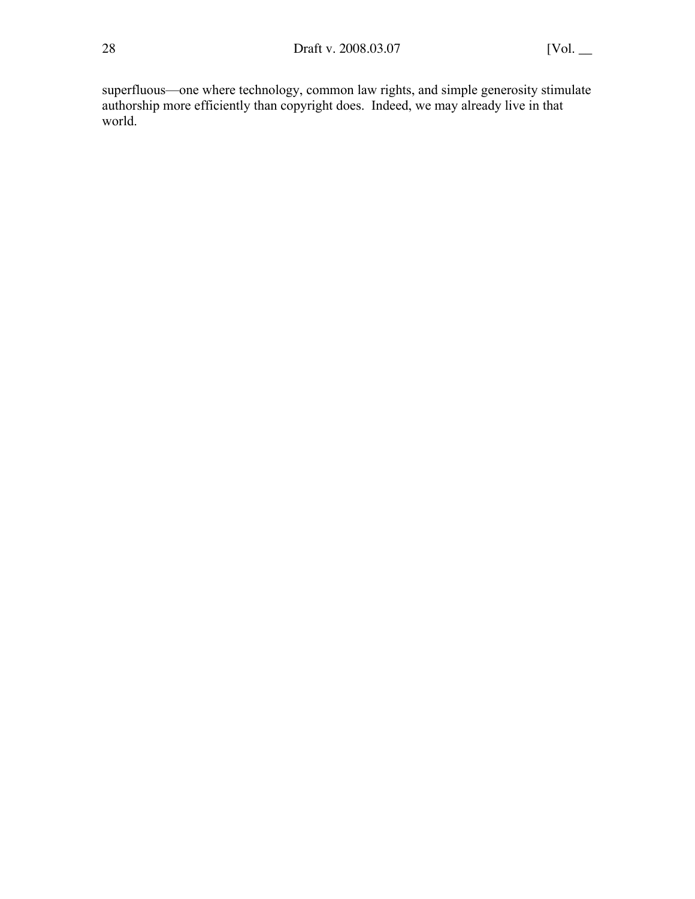superfluous—one where technology, common law rights, and simple generosity stimulate authorship more efficiently than copyright does. Indeed, we may already live in that world.